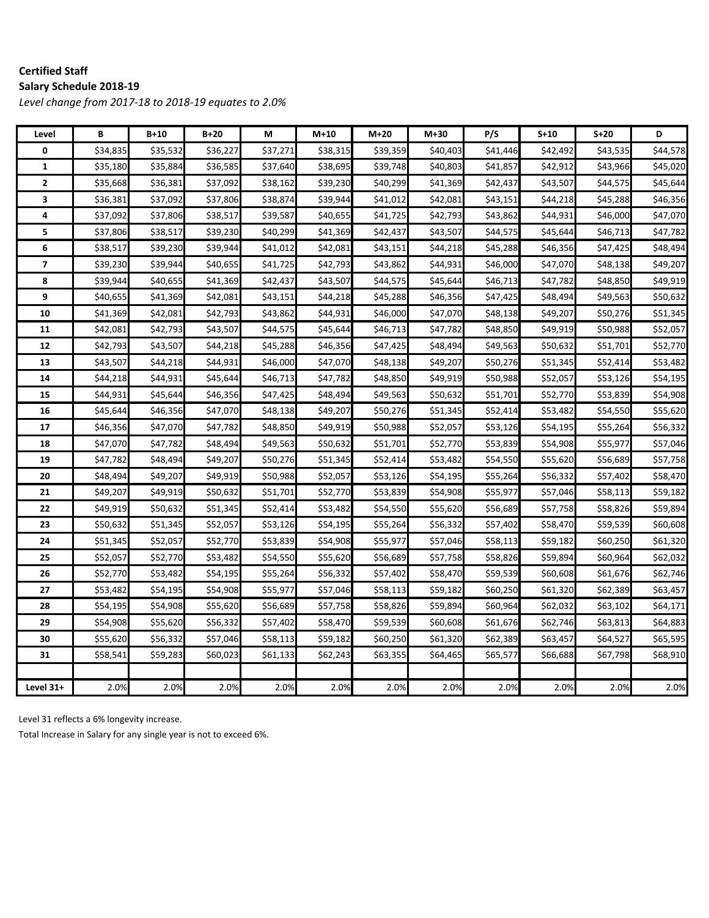**Certified Staff**

**Salary Schedule 2018-19**

*Level change from 2017-18 to 2018-19 equates to 2.0%*

| Level | B | B+10 | B+20 | M | M+10 | M+20 | M+30 | P/S | S+10 | S+20 | D |
|---|---|---|---|---|---|---|---|---|---|---|---|
| 0 | $34,835 | $35,532 | $36,227 | $37,271 | $38,315 | $39,359 | $40,403 | $41,446 | $42,492 | $43,535 | $44,578 |
| 1 | $35,180 | $35,884 | $36,585 | $37,640 | $38,695 | $39,748 | $40,803 | $41,857 | $42,912 | $43,966 | $45,020 |
| 2 | $35,668 | $36,381 | $37,092 | $38,162 | $39,230 | $40,299 | $41,369 | $42,437 | $43,507 | $44,575 | $45,644 |
| 3 | $36,381 | $37,092 | $37,806 | $38,874 | $39,944 | $41,012 | $42,081 | $43,151 | $44,218 | $45,288 | $46,356 |
| 4 | $37,092 | $37,806 | $38,517 | $39,587 | $40,655 | $41,725 | $42,793 | $43,862 | $44,931 | $46,000 | $47,070 |
| 5 | $37,806 | $38,517 | $39,230 | $40,299 | $41,369 | $42,437 | $43,507 | $44,575 | $45,644 | $46,713 | $47,782 |
| 6 | $38,517 | $39,230 | $39,944 | $41,012 | $42,081 | $43,151 | $44,218 | $45,288 | $46,356 | $47,425 | $48,494 |
| 7 | $39,230 | $39,944 | $40,655 | $41,725 | $42,793 | $43,862 | $44,931 | $46,000 | $47,070 | $48,138 | $49,207 |
| 8 | $39,944 | $40,655 | $41,369 | $42,437 | $43,507 | $44,575 | $45,644 | $46,713 | $47,782 | $48,850 | $49,919 |
| 9 | $40,655 | $41,369 | $42,081 | $43,151 | $44,218 | $45,288 | $46,356 | $47,425 | $48,494 | $49,563 | $50,632 |
| 10 | $41,369 | $42,081 | $42,793 | $43,862 | $44,931 | $46,000 | $47,070 | $48,138 | $49,207 | $50,276 | $51,345 |
| 11 | $42,081 | $42,793 | $43,507 | $44,575 | $45,644 | $46,713 | $47,782 | $48,850 | $49,919 | $50,988 | $52,057 |
| 12 | $42,793 | $43,507 | $44,218 | $45,288 | $46,356 | $47,425 | $48,494 | $49,563 | $50,632 | $51,701 | $52,770 |
| 13 | $43,507 | $44,218 | $44,931 | $46,000 | $47,070 | $48,138 | $49,207 | $50,276 | $51,345 | $52,414 | $53,482 |
| 14 | $44,218 | $44,931 | $45,644 | $46,713 | $47,782 | $48,850 | $49,919 | $50,988 | $52,057 | $53,126 | $54,195 |
| 15 | $44,931 | $45,644 | $46,356 | $47,425 | $48,494 | $49,563 | $50,632 | $51,701 | $52,770 | $53,839 | $54,908 |
| 16 | $45,644 | $46,356 | $47,070 | $48,138 | $49,207 | $50,276 | $51,345 | $52,414 | $53,482 | $54,550 | $55,620 |
| 17 | $46,356 | $47,070 | $47,782 | $48,850 | $49,919 | $50,988 | $52,057 | $53,126 | $54,195 | $55,264 | $56,332 |
| 18 | $47,070 | $47,782 | $48,494 | $49,563 | $50,632 | $51,701 | $52,770 | $53,839 | $54,908 | $55,977 | $57,046 |
| 19 | $47,782 | $48,494 | $49,207 | $50,276 | $51,345 | $52,414 | $53,482 | $54,550 | $55,620 | $56,689 | $57,758 |
| 20 | $48,494 | $49,207 | $49,919 | $50,988 | $52,057 | $53,126 | $54,195 | $55,264 | $56,332 | $57,402 | $58,470 |
| 21 | $49,207 | $49,919 | $50,632 | $51,701 | $52,770 | $53,839 | $54,908 | $55,977 | $57,046 | $58,113 | $59,182 |
| 22 | $49,919 | $50,632 | $51,345 | $52,414 | $53,482 | $54,550 | $55,620 | $56,689 | $57,758 | $58,826 | $59,894 |
| 23 | $50,632 | $51,345 | $52,057 | $53,126 | $54,195 | $55,264 | $56,332 | $57,402 | $58,470 | $59,539 | $60,608 |
| 24 | $51,345 | $52,057 | $52,770 | $53,839 | $54,908 | $55,977 | $57,046 | $58,113 | $59,182 | $60,250 | $61,320 |
| 25 | $52,057 | $52,770 | $53,482 | $54,550 | $55,620 | $56,689 | $57,758 | $58,826 | $59,894 | $60,964 | $62,032 |
| 26 | $52,770 | $53,482 | $54,195 | $55,264 | $56,332 | $57,402 | $58,470 | $59,539 | $60,608 | $61,676 | $62,746 |
| 27 | $53,482 | $54,195 | $54,908 | $55,977 | $57,046 | $58,113 | $59,182 | $60,250 | $61,320 | $62,389 | $63,457 |
| 28 | $54,195 | $54,908 | $55,620 | $56,689 | $57,758 | $58,826 | $59,894 | $60,964 | $62,032 | $63,102 | $64,171 |
| 29 | $54,908 | $55,620 | $56,332 | $57,402 | $58,470 | $59,539 | $60,608 | $61,676 | $62,746 | $63,813 | $64,883 |
| 30 | $55,620 | $56,332 | $57,046 | $58,113 | $59,182 | $60,250 | $61,320 | $62,389 | $63,457 | $64,527 | $65,595 |
| 31 | $58,541 | $59,283 | $60,023 | $61,133 | $62,243 | $63,355 | $64,465 | $65,577 | $66,688 | $67,798 | $68,910 |
| | | | | | | | | | | | |
| Level 31+ | 2.0% | 2.0% | 2.0% | 2.0% | 2.0% | 2.0% | 2.0% | 2.0% | 2.0% | 2.0% | 2.0% |

Level 31 reflects a 6% longevity increase.

Total Increase in Salary for any single year is not to exceed 6%.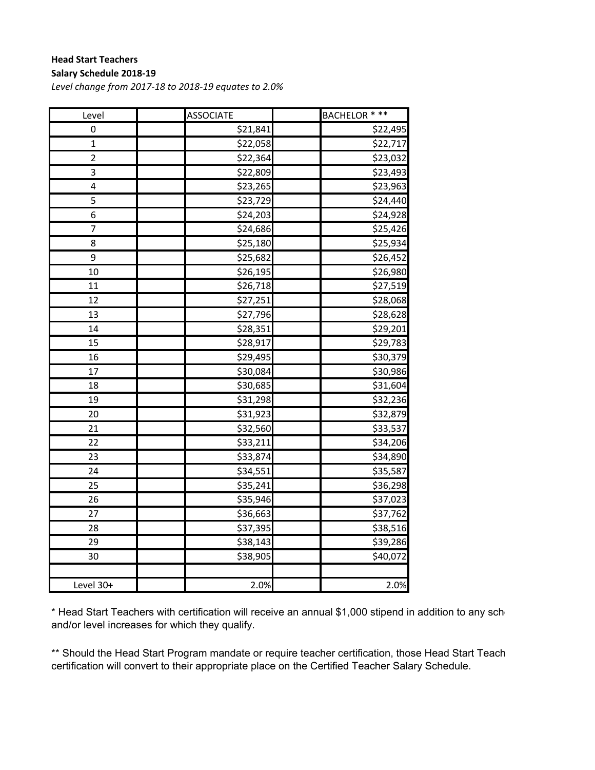**Head Start Teachers**

**Salary Schedule 2018-19**

*Level change from 2017-18 to 2018-19 equates to 2.0%*

| Level | | ASSOCIATE | | BACHELOR * ** |
|---|---|---|---|---|
| 0 | | $21,841 | | $22,495 |
| 1 | | $22,058 | | $22,717 |
| 2 | | $22,364 | | $23,032 |
| 3 | | $22,809 | | $23,493 |
| 4 | | $23,265 | | $23,963 |
| 5 | | $23,729 | | $24,440 |
| 6 | | $24,203 | | $24,928 |
| 7 | | $24,686 | | $25,426 |
| 8 | | $25,180 | | $25,934 |
| 9 | | $25,682 | | $26,452 |
| 10 | | $26,195 | | $26,980 |
| 11 | | $26,718 | | $27,519 |
| 12 | | $27,251 | | $28,068 |
| 13 | | $27,796 | | $28,628 |
| 14 | | $28,351 | | $29,201 |
| 15 | | $28,917 | | $29,783 |
| 16 | | $29,495 | | $30,379 |
| 17 | | $30,084 | | $30,986 |
| 18 | | $30,685 | | $31,604 |
| 19 | | $31,298 | | $32,236 |
| 20 | | $31,923 | | $32,879 |
| 21 | | $32,560 | | $33,537 |
| 22 | | $33,211 | | $34,206 |
| 23 | | $33,874 | | $34,890 |
| 24 | | $34,551 | | $35,587 |
| 25 | | $35,241 | | $36,298 |
| 26 | | $35,946 | | $37,023 |
| 27 | | $36,663 | | $37,762 |
| 28 | | $37,395 | | $38,516 |
| 29 | | $38,143 | | $39,286 |
| 30 | | $38,905 | | $40,072 |
| | | | | |
| Level 30**+** | | 2.0% | | 2.0% |

* Head Start Teachers with certification will receive an annual $1,000 stipend in addition to any sch and/or level increases for which they qualify.

** Should the Head Start Program mandate or require teacher certification, those Head Start Teach certification will convert to their appropriate place on the Certified Teacher Salary Schedule.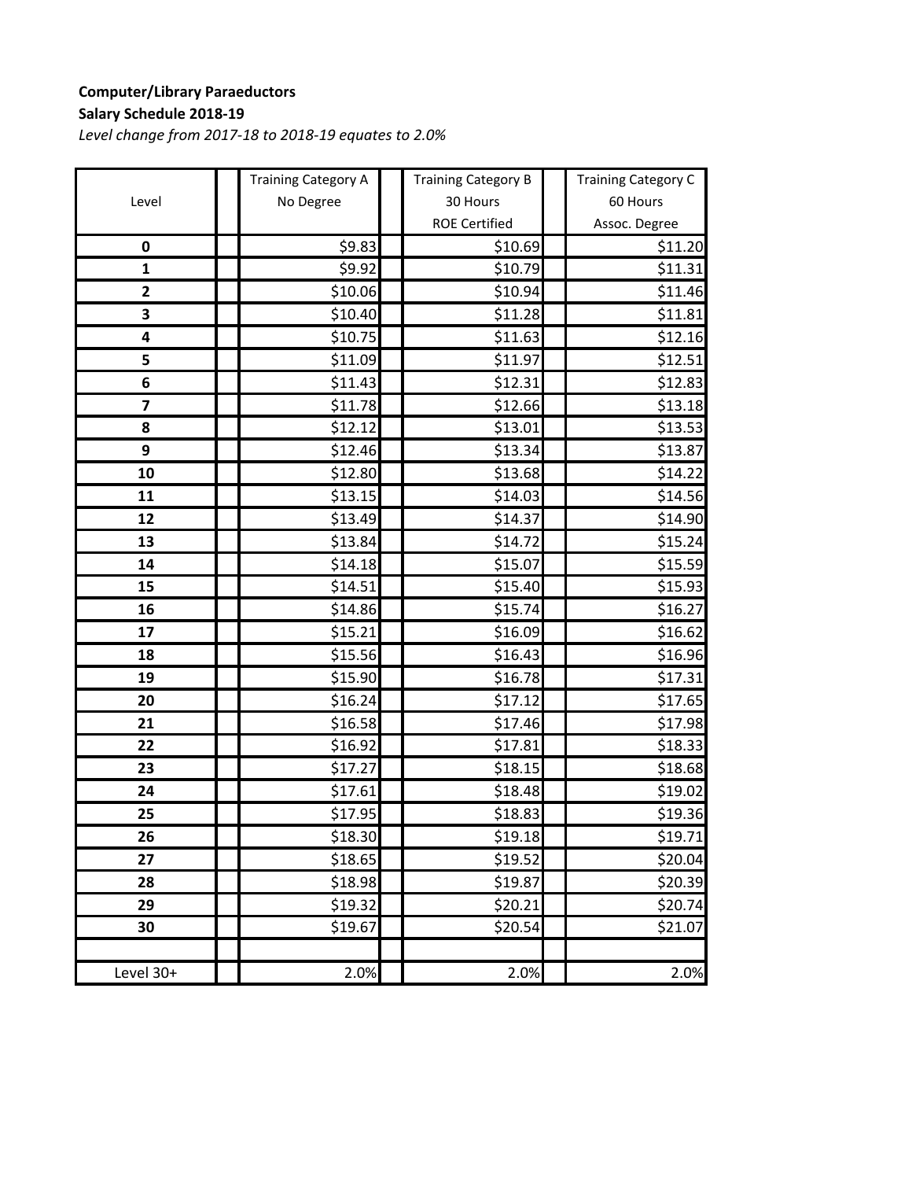**Computer/Library Paraeductors**

**Salary Schedule 2018-19**

*Level change from 2017-18 to 2018-19 equates to 2.0%*

| Level | Training Category A<br>No Degree | Training Category B<br>30 Hours<br>ROE Certified | Training Category C<br>60 Hours<br>Assoc. Degree |
|---|---|---|---|
| **0** | $9.83 | $10.69 | $11.20 |
| **1** | $9.92 | $10.79 | $11.31 |
| **2** | $10.06 | $10.94 | $11.46 |
| **3** | $10.40 | $11.28 | $11.81 |
| **4** | $10.75 | $11.63 | $12.16 |
| **5** | $11.09 | $11.97 | $12.51 |
| **6** | $11.43 | $12.31 | $12.83 |
| **7** | $11.78 | $12.66 | $13.18 |
| **8** | $12.12 | $13.01 | $13.53 |
| **9** | $12.46 | $13.34 | $13.87 |
| **10** | $12.80 | $13.68 | $14.22 |
| **11** | $13.15 | $14.03 | $14.56 |
| **12** | $13.49 | $14.37 | $14.90 |
| **13** | $13.84 | $14.72 | $15.24 |
| **14** | $14.18 | $15.07 | $15.59 |
| **15** | $14.51 | $15.40 | $15.93 |
| **16** | $14.86 | $15.74 | $16.27 |
| **17** | $15.21 | $16.09 | $16.62 |
| **18** | $15.56 | $16.43 | $16.96 |
| **19** | $15.90 | $16.78 | $17.31 |
| **20** | $16.24 | $17.12 | $17.65 |
| **21** | $16.58 | $17.46 | $17.98 |
| **22** | $16.92 | $17.81 | $18.33 |
| **23** | $17.27 | $18.15 | $18.68 |
| **24** | $17.61 | $18.48 | $19.02 |
| **25** | $17.95 | $18.83 | $19.36 |
| **26** | $18.30 | $19.18 | $19.71 |
| **27** | $18.65 | $19.52 | $20.04 |
| **28** | $18.98 | $19.87 | $20.39 |
| **29** | $19.32 | $20.21 | $20.74 |
| **30** | $19.67 | $20.54 | $21.07 |
| | | | |
| Level 30+ | 2.0% | 2.0% | 2.0% |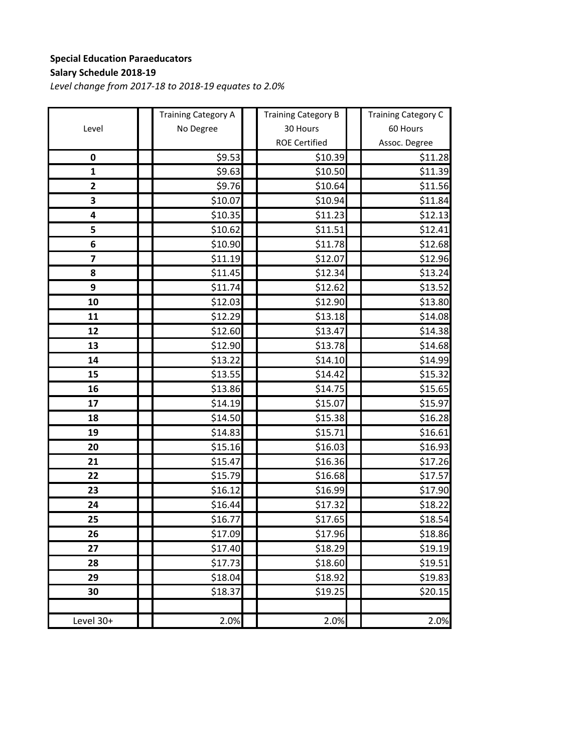**Special Education Paraeducators**

**Salary Schedule 2018-19**

*Level change from 2017-18 to 2018-19 equates to 2.0%*

| Level | Training Category A No Degree | Training Category B 30 Hours ROE Certified | Training Category C 60 Hours Assoc. Degree |
|---|---|---|---|
| **0** | $9.53 | $10.39 | $11.28 |
| **1** | $9.63 | $10.50 | $11.39 |
| **2** | $9.76 | $10.64 | $11.56 |
| **3** | $10.07 | $10.94 | $11.84 |
| **4** | $10.35 | $11.23 | $12.13 |
| **5** | $10.62 | $11.51 | $12.41 |
| **6** | $10.90 | $11.78 | $12.68 |
| **7** | $11.19 | $12.07 | $12.96 |
| **8** | $11.45 | $12.34 | $13.24 |
| **9** | $11.74 | $12.62 | $13.52 |
| **10** | $12.03 | $12.90 | $13.80 |
| **11** | $12.29 | $13.18 | $14.08 |
| **12** | $12.60 | $13.47 | $14.38 |
| **13** | $12.90 | $13.78 | $14.68 |
| **14** | $13.22 | $14.10 | $14.99 |
| **15** | $13.55 | $14.42 | $15.32 |
| **16** | $13.86 | $14.75 | $15.65 |
| **17** | $14.19 | $15.07 | $15.97 |
| **18** | $14.50 | $15.38 | $16.28 |
| **19** | $14.83 | $15.71 | $16.61 |
| **20** | $15.16 | $16.03 | $16.93 |
| **21** | $15.47 | $16.36 | $17.26 |
| **22** | $15.79 | $16.68 | $17.57 |
| **23** | $16.12 | $16.99 | $17.90 |
| **24** | $16.44 | $17.32 | $18.22 |
| **25** | $16.77 | $17.65 | $18.54 |
| **26** | $17.09 | $17.96 | $18.86 |
| **27** | $17.40 | $18.29 | $19.19 |
| **28** | $17.73 | $18.60 | $19.51 |
| **29** | $18.04 | $18.92 | $19.83 |
| **30** | $18.37 | $19.25 | $20.15 |
| | | | |
| Level 30+ | 2.0% | 2.0% | 2.0% |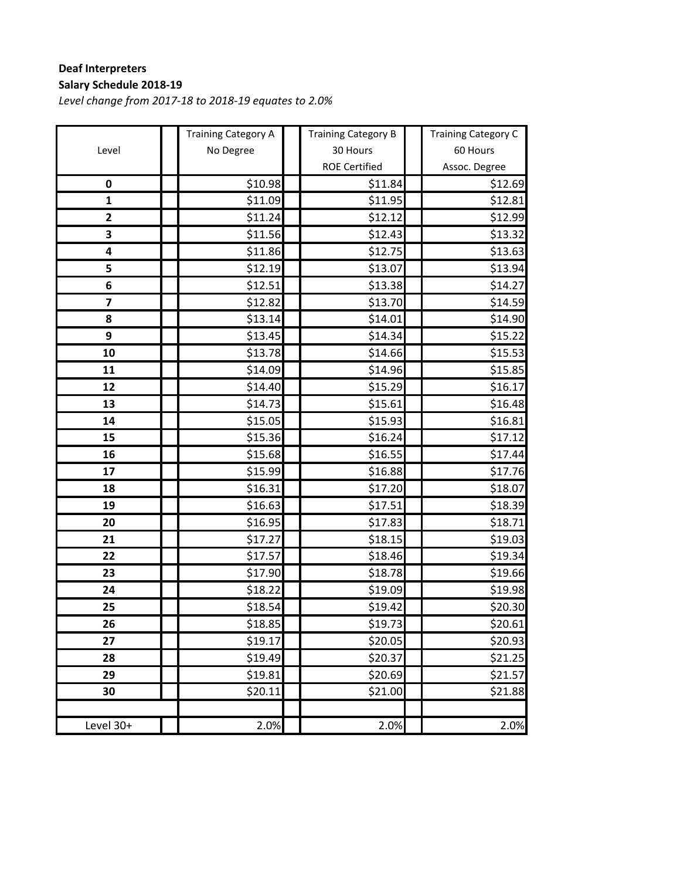**Deaf Interpreters**

**Salary Schedule 2018-19**

*Level change from 2017-18 to 2018-19 equates to 2.0%*

| Level | Training Category A No Degree | Training Category B 30 Hours ROE Certified | Training Category C 60 Hours Assoc. Degree |
|---|---|---|---|
| **0** | $10.98 | $11.84 | $12.69 |
| **1** | $11.09 | $11.95 | $12.81 |
| **2** | $11.24 | $12.12 | $12.99 |
| **3** | $11.56 | $12.43 | $13.32 |
| **4** | $11.86 | $12.75 | $13.63 |
| **5** | $12.19 | $13.07 | $13.94 |
| **6** | $12.51 | $13.38 | $14.27 |
| **7** | $12.82 | $13.70 | $14.59 |
| **8** | $13.14 | $14.01 | $14.90 |
| **9** | $13.45 | $14.34 | $15.22 |
| **10** | $13.78 | $14.66 | $15.53 |
| **11** | $14.09 | $14.96 | $15.85 |
| **12** | $14.40 | $15.29 | $16.17 |
| **13** | $14.73 | $15.61 | $16.48 |
| **14** | $15.05 | $15.93 | $16.81 |
| **15** | $15.36 | $16.24 | $17.12 |
| **16** | $15.68 | $16.55 | $17.44 |
| **17** | $15.99 | $16.88 | $17.76 |
| **18** | $16.31 | $17.20 | $18.07 |
| **19** | $16.63 | $17.51 | $18.39 |
| **20** | $16.95 | $17.83 | $18.71 |
| **21** | $17.27 | $18.15 | $19.03 |
| **22** | $17.57 | $18.46 | $19.34 |
| **23** | $17.90 | $18.78 | $19.66 |
| **24** | $18.22 | $19.09 | $19.98 |
| **25** | $18.54 | $19.42 | $20.30 |
| **26** | $18.85 | $19.73 | $20.61 |
| **27** | $19.17 | $20.05 | $20.93 |
| **28** | $19.49 | $20.37 | $21.25 |
| **29** | $19.81 | $20.69 | $21.57 |
| **30** | $20.11 | $21.00 | $21.88 |
| | | | |
| Level 30+ | 2.0% | 2.0% | 2.0% |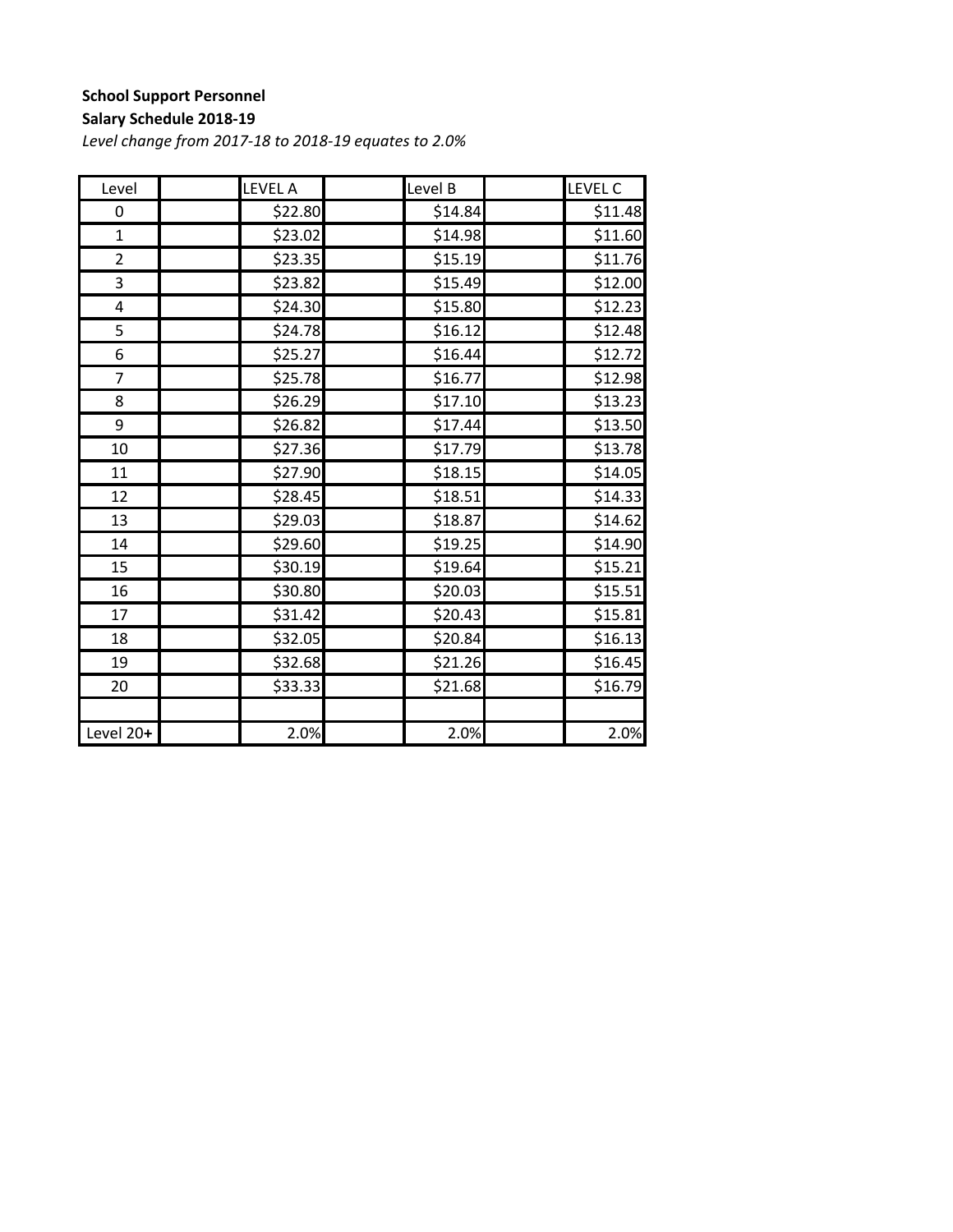**School Support Personnel**

**Salary Schedule 2018-19**

*Level change from 2017-18 to 2018-19 equates to 2.0%*

| Level | | LEVEL A | | Level B | | LEVEL C |
|---|---|---|---|---|---|---|
| 0 | | $22.80 | | $14.84 | | $11.48 |
| 1 | | $23.02 | | $14.98 | | $11.60 |
| 2 | | $23.35 | | $15.19 | | $11.76 |
| 3 | | $23.82 | | $15.49 | | $12.00 |
| 4 | | $24.30 | | $15.80 | | $12.23 |
| 5 | | $24.78 | | $16.12 | | $12.48 |
| 6 | | $25.27 | | $16.44 | | $12.72 |
| 7 | | $25.78 | | $16.77 | | $12.98 |
| 8 | | $26.29 | | $17.10 | | $13.23 |
| 9 | | $26.82 | | $17.44 | | $13.50 |
| 10 | | $27.36 | | $17.79 | | $13.78 |
| 11 | | $27.90 | | $18.15 | | $14.05 |
| 12 | | $28.45 | | $18.51 | | $14.33 |
| 13 | | $29.03 | | $18.87 | | $14.62 |
| 14 | | $29.60 | | $19.25 | | $14.90 |
| 15 | | $30.19 | | $19.64 | | $15.21 |
| 16 | | $30.80 | | $20.03 | | $15.51 |
| 17 | | $31.42 | | $20.43 | | $15.81 |
| 18 | | $32.05 | | $20.84 | | $16.13 |
| 19 | | $32.68 | | $21.26 | | $16.45 |
| 20 | | $33.33 | | $21.68 | | $16.79 |
| | | | | | | |
| Level 20**+** | | 2.0% | | 2.0% | | 2.0% |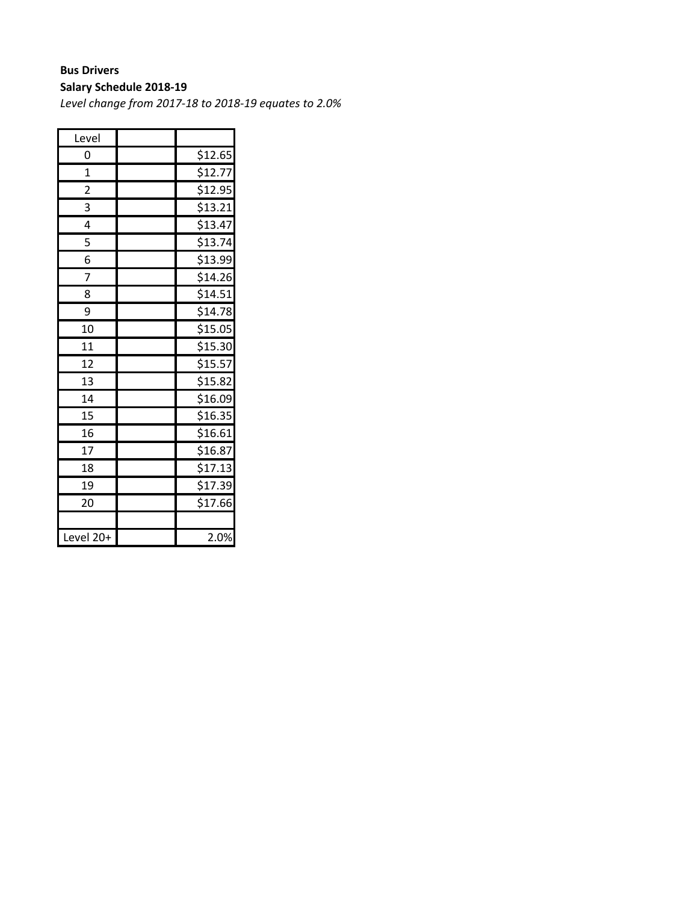**Bus Drivers**

**Salary Schedule 2018-19**

*Level change from 2017-18 to 2018-19 equates to 2.0%*

| Level | | |
|---|---|---|
| 0 | | $12.65 |
| 1 | | $12.77 |
| 2 | | $12.95 |
| 3 | | $13.21 |
| 4 | | $13.47 |
| 5 | | $13.74 |
| 6 | | $13.99 |
| 7 | | $14.26 |
| 8 | | $14.51 |
| 9 | | $14.78 |
| 10 | | $15.05 |
| 11 | | $15.30 |
| 12 | | $15.57 |
| 13 | | $15.82 |
| 14 | | $16.09 |
| 15 | | $16.35 |
| 16 | | $16.61 |
| 17 | | $16.87 |
| 18 | | $17.13 |
| 19 | | $17.39 |
| 20 | | $17.66 |
| | | |
| Level 20+ | | 2.0% |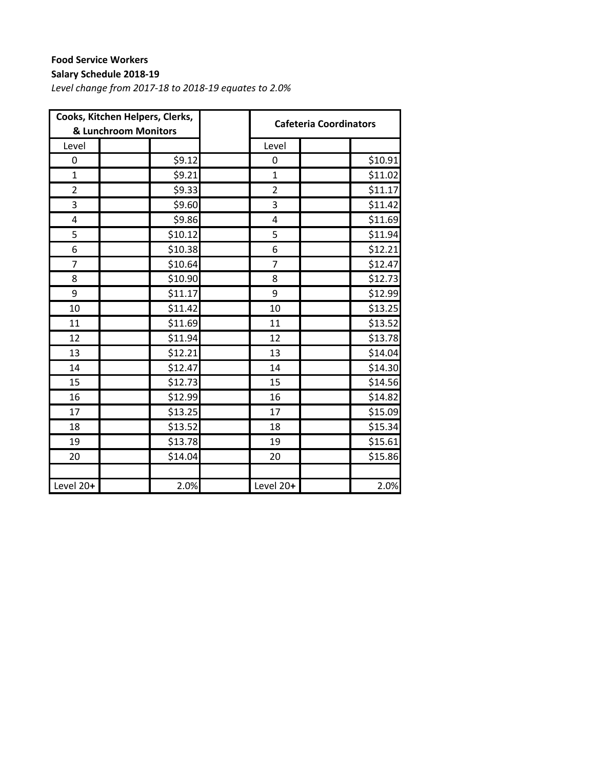**Food Service Workers**

**Salary Schedule 2018-19**

*Level change from 2017-18 to 2018-19 equates to 2.0%*

| Cooks, Kitchen Helpers, Clerks, & Lunchroom Monitors | | | | Cafeteria Coordinators | | |
|---|---|---|---|---|---|---|
| Level | | | | Level | | |
| 0 | | $9.12 | | 0 | | $10.91 |
| 1 | | $9.21 | | 1 | | $11.02 |
| 2 | | $9.33 | | 2 | | $11.17 |
| 3 | | $9.60 | | 3 | | $11.42 |
| 4 | | $9.86 | | 4 | | $11.69 |
| 5 | | $10.12 | | 5 | | $11.94 |
| 6 | | $10.38 | | 6 | | $12.21 |
| 7 | | $10.64 | | 7 | | $12.47 |
| 8 | | $10.90 | | 8 | | $12.73 |
| 9 | | $11.17 | | 9 | | $12.99 |
| 10 | | $11.42 | | 10 | | $13.25 |
| 11 | | $11.69 | | 11 | | $13.52 |
| 12 | | $11.94 | | 12 | | $13.78 |
| 13 | | $12.21 | | 13 | | $14.04 |
| 14 | | $12.47 | | 14 | | $14.30 |
| 15 | | $12.73 | | 15 | | $14.56 |
| 16 | | $12.99 | | 16 | | $14.82 |
| 17 | | $13.25 | | 17 | | $15.09 |
| 18 | | $13.52 | | 18 | | $15.34 |
| 19 | | $13.78 | | 19 | | $15.61 |
| 20 | | $14.04 | | 20 | | $15.86 |
| | | | | | | |
| Level 20**+** | | 2.0% | | Level 20**+** | | 2.0% |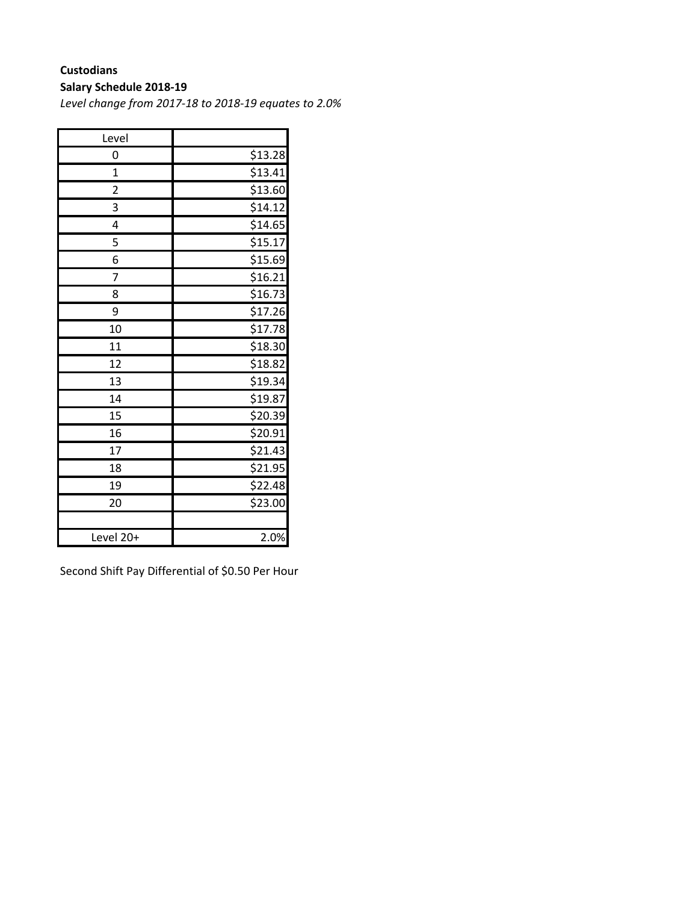**Custodians**

**Salary Schedule 2018-19**

*Level change from 2017-18 to 2018-19 equates to 2.0%*

| Level | |
|---|---:|
| 0 | $13.28 |
| 1 | $13.41 |
| 2 | $13.60 |
| 3 | $14.12 |
| 4 | $14.65 |
| 5 | $15.17 |
| 6 | $15.69 |
| 7 | $16.21 |
| 8 | $16.73 |
| 9 | $17.26 |
| 10 | $17.78 |
| 11 | $18.30 |
| 12 | $18.82 |
| 13 | $19.34 |
| 14 | $19.87 |
| 15 | $20.39 |
| 16 | $20.91 |
| 17 | $21.43 |
| 18 | $21.95 |
| 19 | $22.48 |
| 20 | $23.00 |
| | |
| Level 20+ | 2.0% |

Second Shift Pay Differential of $0.50 Per Hour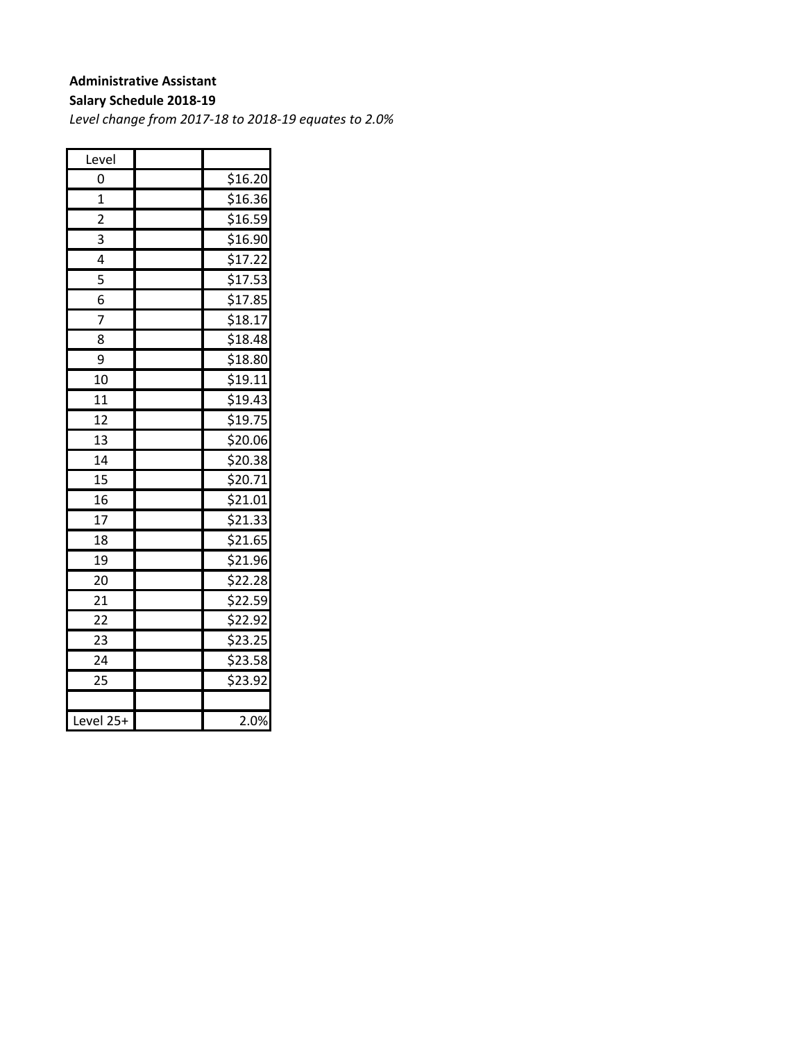**Administrative Assistant**

**Salary Schedule 2018-19**

*Level change from 2017-18 to 2018-19 equates to 2.0%*

| Level | | |
|---|---|---|
| 0 | | $16.20 |
| 1 | | $16.36 |
| 2 | | $16.59 |
| 3 | | $16.90 |
| 4 | | $17.22 |
| 5 | | $17.53 |
| 6 | | $17.85 |
| 7 | | $18.17 |
| 8 | | $18.48 |
| 9 | | $18.80 |
| 10 | | $19.11 |
| 11 | | $19.43 |
| 12 | | $19.75 |
| 13 | | $20.06 |
| 14 | | $20.38 |
| 15 | | $20.71 |
| 16 | | $21.01 |
| 17 | | $21.33 |
| 18 | | $21.65 |
| 19 | | $21.96 |
| 20 | | $22.28 |
| 21 | | $22.59 |
| 22 | | $22.92 |
| 23 | | $23.25 |
| 24 | | $23.58 |
| 25 | | $23.92 |
| | | |
| Level 25+ | | 2.0% |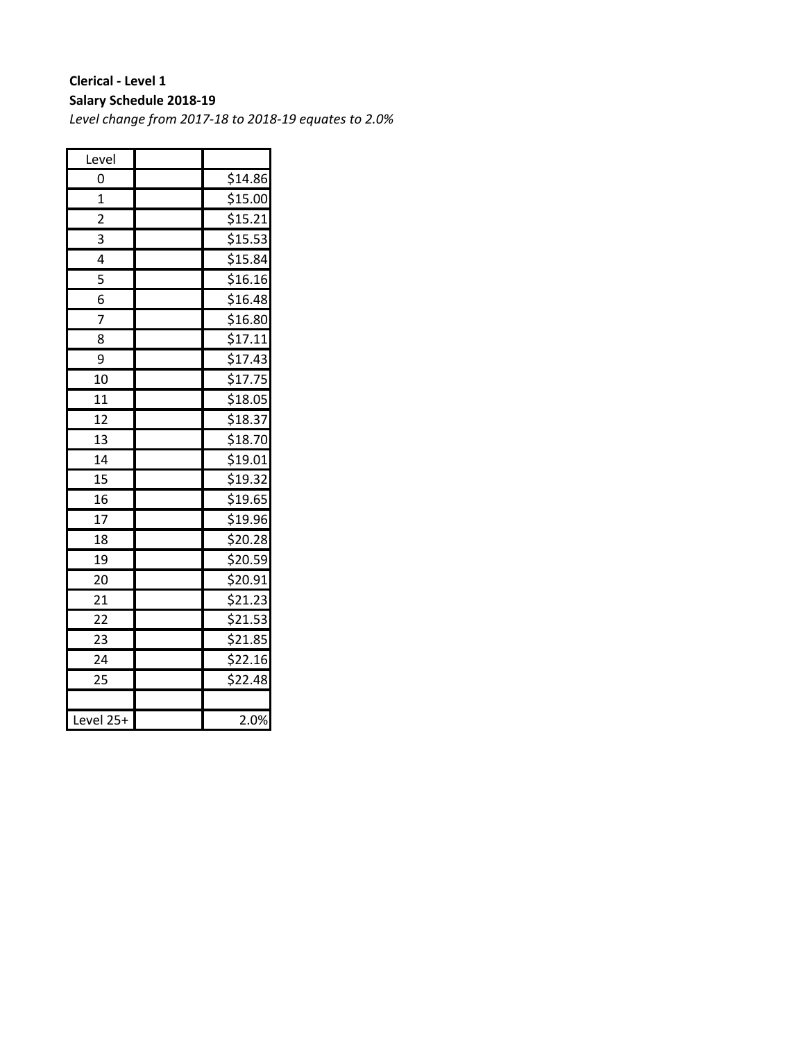**Clerical - Level 1**

**Salary Schedule 2018-19**

*Level change from 2017-18 to 2018-19 equates to 2.0%*

| Level | | |
|---|---|---|
| 0 | | $14.86 |
| 1 | | $15.00 |
| 2 | | $15.21 |
| 3 | | $15.53 |
| 4 | | $15.84 |
| 5 | | $16.16 |
| 6 | | $16.48 |
| 7 | | $16.80 |
| 8 | | $17.11 |
| 9 | | $17.43 |
| 10 | | $17.75 |
| 11 | | $18.05 |
| 12 | | $18.37 |
| 13 | | $18.70 |
| 14 | | $19.01 |
| 15 | | $19.32 |
| 16 | | $19.65 |
| 17 | | $19.96 |
| 18 | | $20.28 |
| 19 | | $20.59 |
| 20 | | $20.91 |
| 21 | | $21.23 |
| 22 | | $21.53 |
| 23 | | $21.85 |
| 24 | | $22.16 |
| 25 | | $22.48 |
| | | |
| Level 25+ | | 2.0% |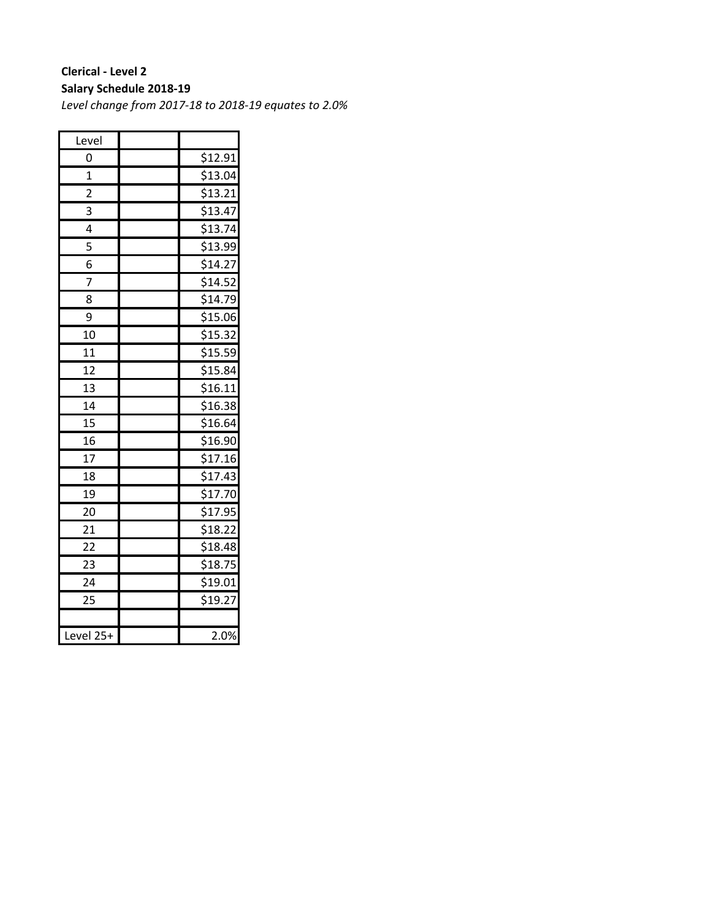**Clerical - Level 2**

**Salary Schedule 2018-19**

*Level change from 2017-18 to 2018-19 equates to 2.0%*

| Level | | |
|---|---|---|
| 0 | | $12.91 |
| 1 | | $13.04 |
| 2 | | $13.21 |
| 3 | | $13.47 |
| 4 | | $13.74 |
| 5 | | $13.99 |
| 6 | | $14.27 |
| 7 | | $14.52 |
| 8 | | $14.79 |
| 9 | | $15.06 |
| 10 | | $15.32 |
| 11 | | $15.59 |
| 12 | | $15.84 |
| 13 | | $16.11 |
| 14 | | $16.38 |
| 15 | | $16.64 |
| 16 | | $16.90 |
| 17 | | $17.16 |
| 18 | | $17.43 |
| 19 | | $17.70 |
| 20 | | $17.95 |
| 21 | | $18.22 |
| 22 | | $18.48 |
| 23 | | $18.75 |
| 24 | | $19.01 |
| 25 | | $19.27 |
| | | |
| Level 25+ | | 2.0% |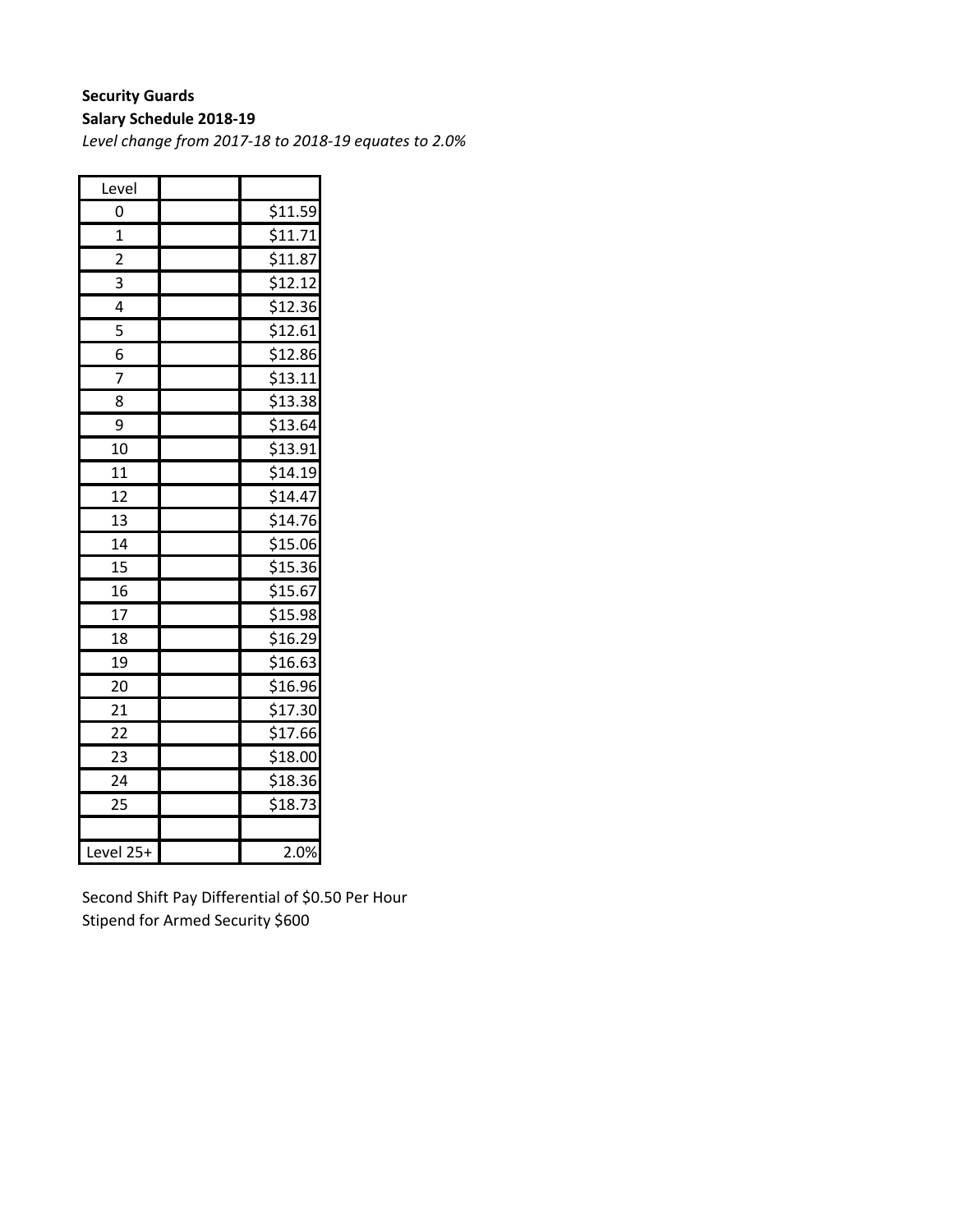**Security Guards**

**Salary Schedule 2018-19**

*Level change from 2017-18 to 2018-19 equates to 2.0%*

| Level | | |
|---|---|---|
| 0 | | $11.59 |
| 1 | | $11.71 |
| 2 | | $11.87 |
| 3 | | $12.12 |
| 4 | | $12.36 |
| 5 | | $12.61 |
| 6 | | $12.86 |
| 7 | | $13.11 |
| 8 | | $13.38 |
| 9 | | $13.64 |
| 10 | | $13.91 |
| 11 | | $14.19 |
| 12 | | $14.47 |
| 13 | | $14.76 |
| 14 | | $15.06 |
| 15 | | $15.36 |
| 16 | | $15.67 |
| 17 | | $15.98 |
| 18 | | $16.29 |
| 19 | | $16.63 |
| 20 | | $16.96 |
| 21 | | $17.30 |
| 22 | | $17.66 |
| 23 | | $18.00 |
| 24 | | $18.36 |
| 25 | | $18.73 |
| | | |
| Level 25+ | | 2.0% |

Second Shift Pay Differential of $0.50 Per Hour

Stipend for Armed Security $600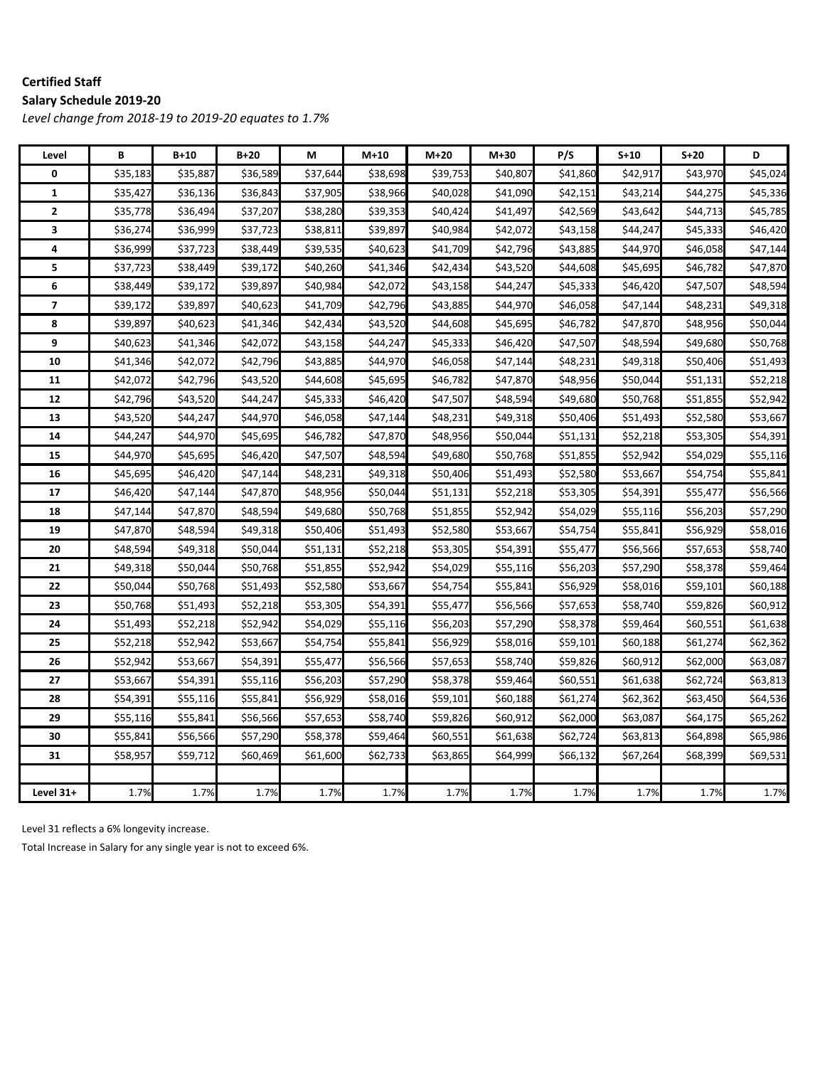**Certified Staff**

**Salary Schedule 2019-20**

*Level change from 2018-19 to 2019-20 equates to 1.7%*

| Level | B | B+10 | B+20 | M | M+10 | M+20 | M+30 | P/S | S+10 | S+20 | D |
|---|---|---|---|---|---|---|---|---|---|---|---|
| 0 | $35,183 | $35,887 | $36,589 | $37,644 | $38,698 | $39,753 | $40,807 | $41,860 | $42,917 | $43,970 | $45,024 |
| 1 | $35,427 | $36,136 | $36,843 | $37,905 | $38,966 | $40,028 | $41,090 | $42,151 | $43,214 | $44,275 | $45,336 |
| 2 | $35,778 | $36,494 | $37,207 | $38,280 | $39,353 | $40,424 | $41,497 | $42,569 | $43,642 | $44,713 | $45,785 |
| 3 | $36,274 | $36,999 | $37,723 | $38,811 | $39,897 | $40,984 | $42,072 | $43,158 | $44,247 | $45,333 | $46,420 |
| 4 | $36,999 | $37,723 | $38,449 | $39,535 | $40,623 | $41,709 | $42,796 | $43,885 | $44,970 | $46,058 | $47,144 |
| 5 | $37,723 | $38,449 | $39,172 | $40,260 | $41,346 | $42,434 | $43,520 | $44,608 | $45,695 | $46,782 | $47,870 |
| 6 | $38,449 | $39,172 | $39,897 | $40,984 | $42,072 | $43,158 | $44,247 | $45,333 | $46,420 | $47,507 | $48,594 |
| 7 | $39,172 | $39,897 | $40,623 | $41,709 | $42,796 | $43,885 | $44,970 | $46,058 | $47,144 | $48,231 | $49,318 |
| 8 | $39,897 | $40,623 | $41,346 | $42,434 | $43,520 | $44,608 | $45,695 | $46,782 | $47,870 | $48,956 | $50,044 |
| 9 | $40,623 | $41,346 | $42,072 | $43,158 | $44,247 | $45,333 | $46,420 | $47,507 | $48,594 | $49,680 | $50,768 |
| 10 | $41,346 | $42,072 | $42,796 | $43,885 | $44,970 | $46,058 | $47,144 | $48,231 | $49,318 | $50,406 | $51,493 |
| 11 | $42,072 | $42,796 | $43,520 | $44,608 | $45,695 | $46,782 | $47,870 | $48,956 | $50,044 | $51,131 | $52,218 |
| 12 | $42,796 | $43,520 | $44,247 | $45,333 | $46,420 | $47,507 | $48,594 | $49,680 | $50,768 | $51,855 | $52,942 |
| 13 | $43,520 | $44,247 | $44,970 | $46,058 | $47,144 | $48,231 | $49,318 | $50,406 | $51,493 | $52,580 | $53,667 |
| 14 | $44,247 | $44,970 | $45,695 | $46,782 | $47,870 | $48,956 | $50,044 | $51,131 | $52,218 | $53,305 | $54,391 |
| 15 | $44,970 | $45,695 | $46,420 | $47,507 | $48,594 | $49,680 | $50,768 | $51,855 | $52,942 | $54,029 | $55,116 |
| 16 | $45,695 | $46,420 | $47,144 | $48,231 | $49,318 | $50,406 | $51,493 | $52,580 | $53,667 | $54,754 | $55,841 |
| 17 | $46,420 | $47,144 | $47,870 | $48,956 | $50,044 | $51,131 | $52,218 | $53,305 | $54,391 | $55,477 | $56,566 |
| 18 | $47,144 | $47,870 | $48,594 | $49,680 | $50,768 | $51,855 | $52,942 | $54,029 | $55,116 | $56,203 | $57,290 |
| 19 | $47,870 | $48,594 | $49,318 | $50,406 | $51,493 | $52,580 | $53,667 | $54,754 | $55,841 | $56,929 | $58,016 |
| 20 | $48,594 | $49,318 | $50,044 | $51,131 | $52,218 | $53,305 | $54,391 | $55,477 | $56,566 | $57,653 | $58,740 |
| 21 | $49,318 | $50,044 | $50,768 | $51,855 | $52,942 | $54,029 | $55,116 | $56,203 | $57,290 | $58,378 | $59,464 |
| 22 | $50,044 | $50,768 | $51,493 | $52,580 | $53,667 | $54,754 | $55,841 | $56,929 | $58,016 | $59,101 | $60,188 |
| 23 | $50,768 | $51,493 | $52,218 | $53,305 | $54,391 | $55,477 | $56,566 | $57,653 | $58,740 | $59,826 | $60,912 |
| 24 | $51,493 | $52,218 | $52,942 | $54,029 | $55,116 | $56,203 | $57,290 | $58,378 | $59,464 | $60,551 | $61,638 |
| 25 | $52,218 | $52,942 | $53,667 | $54,754 | $55,841 | $56,929 | $58,016 | $59,101 | $60,188 | $61,274 | $62,362 |
| 26 | $52,942 | $53,667 | $54,391 | $55,477 | $56,566 | $57,653 | $58,740 | $59,826 | $60,912 | $62,000 | $63,087 |
| 27 | $53,667 | $54,391 | $55,116 | $56,203 | $57,290 | $58,378 | $59,464 | $60,551 | $61,638 | $62,724 | $63,813 |
| 28 | $54,391 | $55,116 | $55,841 | $56,929 | $58,016 | $59,101 | $60,188 | $61,274 | $62,362 | $63,450 | $64,536 |
| 29 | $55,116 | $55,841 | $56,566 | $57,653 | $58,740 | $59,826 | $60,912 | $62,000 | $63,087 | $64,175 | $65,262 |
| 30 | $55,841 | $56,566 | $57,290 | $58,378 | $59,464 | $60,551 | $61,638 | $62,724 | $63,813 | $64,898 | $65,986 |
| 31 | $58,957 | $59,712 | $60,469 | $61,600 | $62,733 | $63,865 | $64,999 | $66,132 | $67,264 | $68,399 | $69,531 |
| | | | | | | | | | | | |
| Level 31+ | 1.7% | 1.7% | 1.7% | 1.7% | 1.7% | 1.7% | 1.7% | 1.7% | 1.7% | 1.7% | 1.7% |

Level 31 reflects a 6% longevity increase.

Total Increase in Salary for any single year is not to exceed 6%.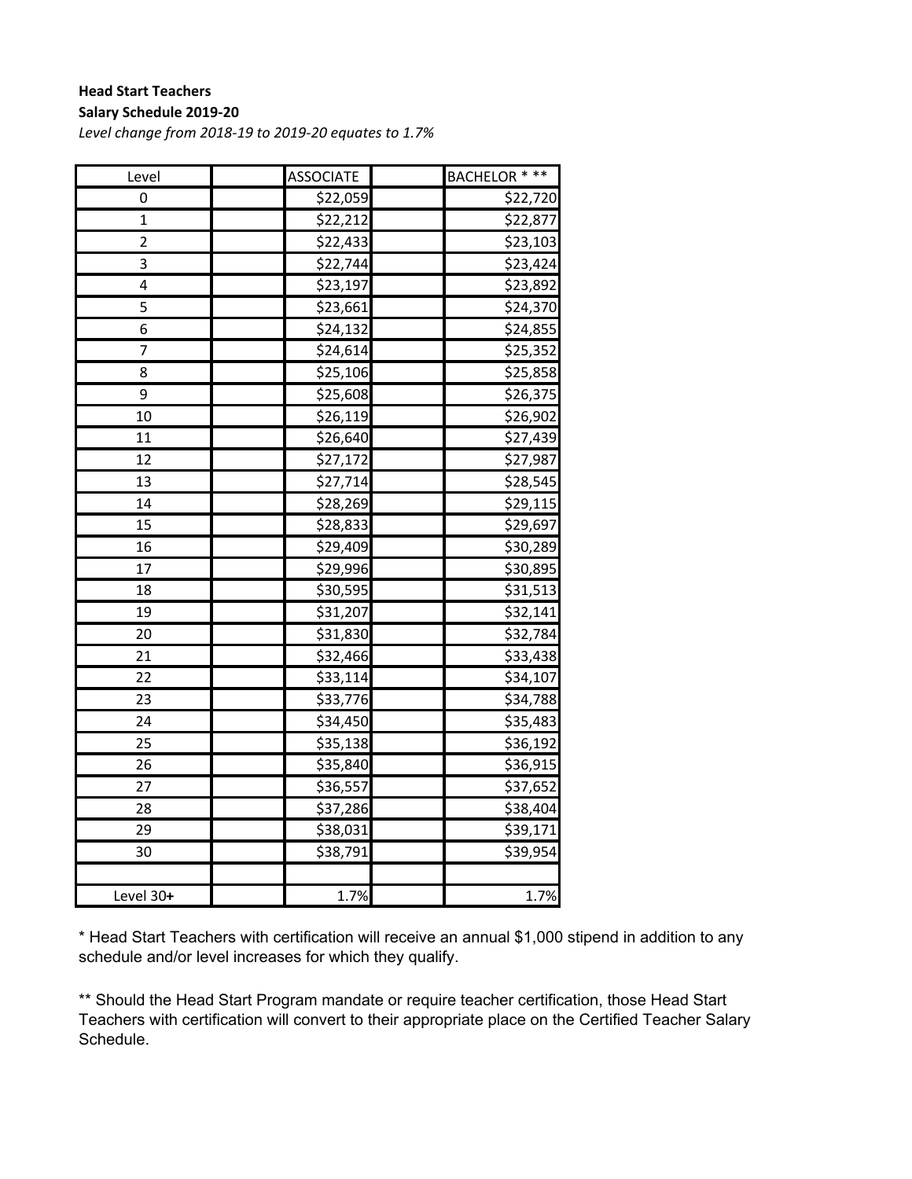**Head Start Teachers**

**Salary Schedule 2019-20**

*Level change from 2018-19 to 2019-20 equates to 1.7%*

| Level | | ASSOCIATE | | BACHELOR * ** |
|---|---|---|---|---|
| 0 | | $22,059 | | $22,720 |
| 1 | | $22,212 | | $22,877 |
| 2 | | $22,433 | | $23,103 |
| 3 | | $22,744 | | $23,424 |
| 4 | | $23,197 | | $23,892 |
| 5 | | $23,661 | | $24,370 |
| 6 | | $24,132 | | $24,855 |
| 7 | | $24,614 | | $25,352 |
| 8 | | $25,106 | | $25,858 |
| 9 | | $25,608 | | $26,375 |
| 10 | | $26,119 | | $26,902 |
| 11 | | $26,640 | | $27,439 |
| 12 | | $27,172 | | $27,987 |
| 13 | | $27,714 | | $28,545 |
| 14 | | $28,269 | | $29,115 |
| 15 | | $28,833 | | $29,697 |
| 16 | | $29,409 | | $30,289 |
| 17 | | $29,996 | | $30,895 |
| 18 | | $30,595 | | $31,513 |
| 19 | | $31,207 | | $32,141 |
| 20 | | $31,830 | | $32,784 |
| 21 | | $32,466 | | $33,438 |
| 22 | | $33,114 | | $34,107 |
| 23 | | $33,776 | | $34,788 |
| 24 | | $34,450 | | $35,483 |
| 25 | | $35,138 | | $36,192 |
| 26 | | $35,840 | | $36,915 |
| 27 | | $36,557 | | $37,652 |
| 28 | | $37,286 | | $38,404 |
| 29 | | $38,031 | | $39,171 |
| 30 | | $38,791 | | $39,954 |
| | | | | |
| Level 30**+** | | 1.7% | | 1.7% |

* Head Start Teachers with certification will receive an annual $1,000 stipend in addition to any schedule and/or level increases for which they qualify.

** Should the Head Start Program mandate or require teacher certification, those Head Start Teachers with certification will convert to their appropriate place on the Certified Teacher Salary Schedule.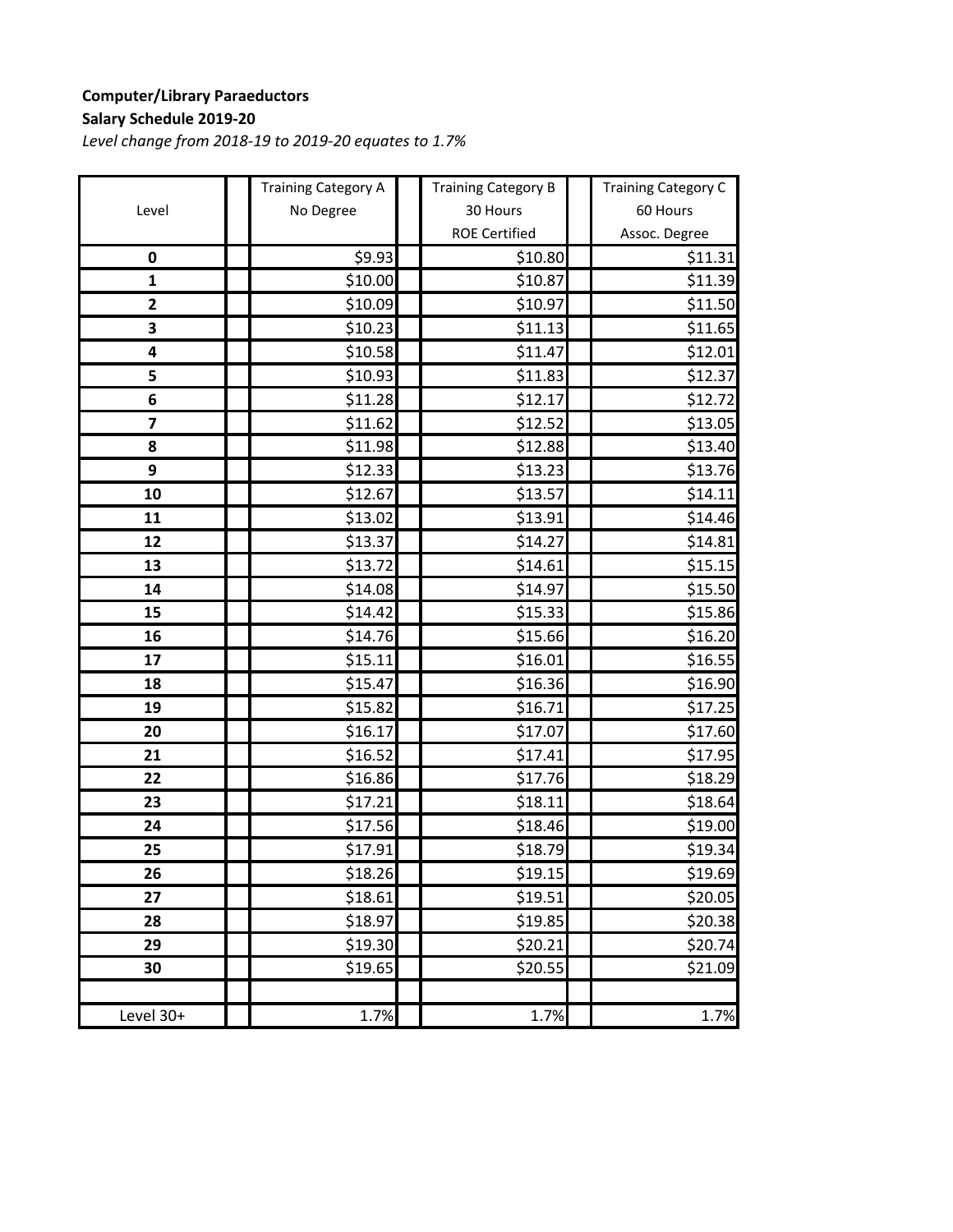**Computer/Library Paraeductors**

**Salary Schedule 2019-20**

*Level change from 2018-19 to 2019-20 equates to 1.7%*

| Level | Training Category A No Degree | Training Category B 30 Hours ROE Certified | Training Category C 60 Hours Assoc. Degree |
|---|---|---|---|
| **0** | $9.93 | $10.80 | $11.31 |
| **1** | $10.00 | $10.87 | $11.39 |
| **2** | $10.09 | $10.97 | $11.50 |
| **3** | $10.23 | $11.13 | $11.65 |
| **4** | $10.58 | $11.47 | $12.01 |
| **5** | $10.93 | $11.83 | $12.37 |
| **6** | $11.28 | $12.17 | $12.72 |
| **7** | $11.62 | $12.52 | $13.05 |
| **8** | $11.98 | $12.88 | $13.40 |
| **9** | $12.33 | $13.23 | $13.76 |
| **10** | $12.67 | $13.57 | $14.11 |
| **11** | $13.02 | $13.91 | $14.46 |
| **12** | $13.37 | $14.27 | $14.81 |
| **13** | $13.72 | $14.61 | $15.15 |
| **14** | $14.08 | $14.97 | $15.50 |
| **15** | $14.42 | $15.33 | $15.86 |
| **16** | $14.76 | $15.66 | $16.20 |
| **17** | $15.11 | $16.01 | $16.55 |
| **18** | $15.47 | $16.36 | $16.90 |
| **19** | $15.82 | $16.71 | $17.25 |
| **20** | $16.17 | $17.07 | $17.60 |
| **21** | $16.52 | $17.41 | $17.95 |
| **22** | $16.86 | $17.76 | $18.29 |
| **23** | $17.21 | $18.11 | $18.64 |
| **24** | $17.56 | $18.46 | $19.00 |
| **25** | $17.91 | $18.79 | $19.34 |
| **26** | $18.26 | $19.15 | $19.69 |
| **27** | $18.61 | $19.51 | $20.05 |
| **28** | $18.97 | $19.85 | $20.38 |
| **29** | $19.30 | $20.21 | $20.74 |
| **30** | $19.65 | $20.55 | $21.09 |
| | | | |
| Level 30+ | 1.7% | 1.7% | 1.7% |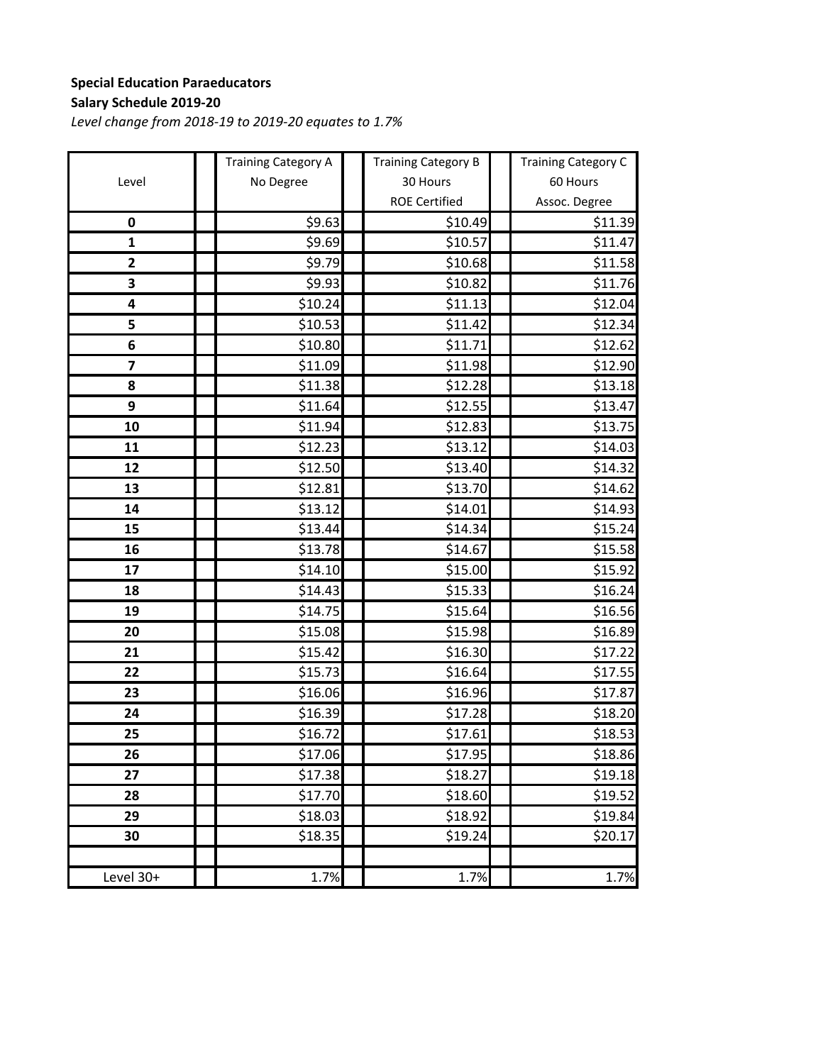**Special Education Paraeducators**

**Salary Schedule 2019-20**

*Level change from 2018-19 to 2019-20 equates to 1.7%*

| Level | Training Category A No Degree | Training Category B 30 Hours ROE Certified | Training Category C 60 Hours Assoc. Degree |
|---|---|---|---|
| **0** | $9.63 | $10.49 | $11.39 |
| **1** | $9.69 | $10.57 | $11.47 |
| **2** | $9.79 | $10.68 | $11.58 |
| **3** | $9.93 | $10.82 | $11.76 |
| **4** | $10.24 | $11.13 | $12.04 |
| **5** | $10.53 | $11.42 | $12.34 |
| **6** | $10.80 | $11.71 | $12.62 |
| **7** | $11.09 | $11.98 | $12.90 |
| **8** | $11.38 | $12.28 | $13.18 |
| **9** | $11.64 | $12.55 | $13.47 |
| **10** | $11.94 | $12.83 | $13.75 |
| **11** | $12.23 | $13.12 | $14.03 |
| **12** | $12.50 | $13.40 | $14.32 |
| **13** | $12.81 | $13.70 | $14.62 |
| **14** | $13.12 | $14.01 | $14.93 |
| **15** | $13.44 | $14.34 | $15.24 |
| **16** | $13.78 | $14.67 | $15.58 |
| **17** | $14.10 | $15.00 | $15.92 |
| **18** | $14.43 | $15.33 | $16.24 |
| **19** | $14.75 | $15.64 | $16.56 |
| **20** | $15.08 | $15.98 | $16.89 |
| **21** | $15.42 | $16.30 | $17.22 |
| **22** | $15.73 | $16.64 | $17.55 |
| **23** | $16.06 | $16.96 | $17.87 |
| **24** | $16.39 | $17.28 | $18.20 |
| **25** | $16.72 | $17.61 | $18.53 |
| **26** | $17.06 | $17.95 | $18.86 |
| **27** | $17.38 | $18.27 | $19.18 |
| **28** | $17.70 | $18.60 | $19.52 |
| **29** | $18.03 | $18.92 | $19.84 |
| **30** | $18.35 | $19.24 | $20.17 |
| | | | |
| Level 30+ | 1.7% | 1.7% | 1.7% |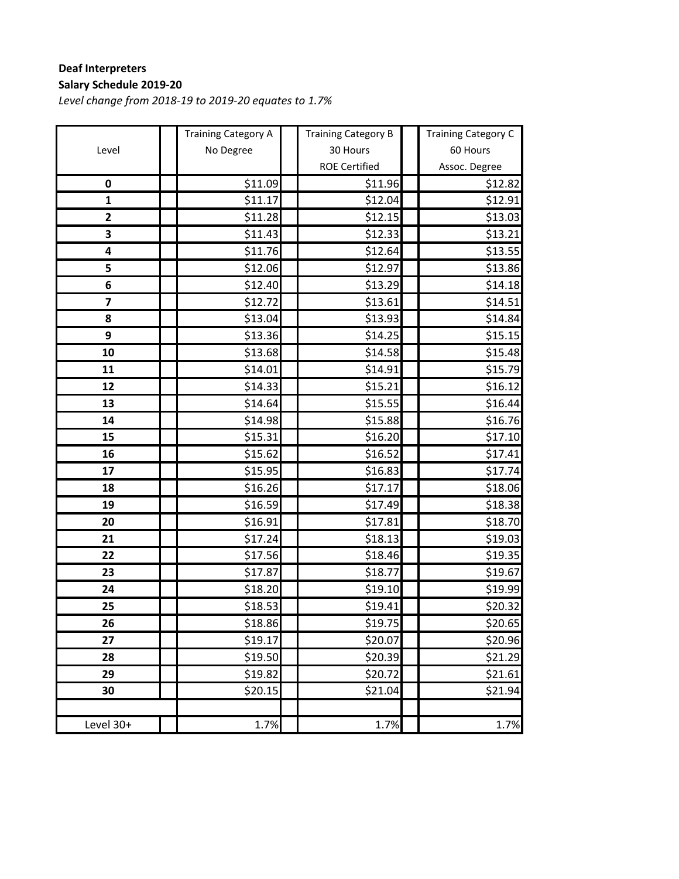**Deaf Interpreters**

**Salary Schedule 2019-20**

*Level change from 2018-19 to 2019-20 equates to 1.7%*

| Level | Training Category A<br>No Degree | Training Category B<br>30 Hours<br>ROE Certified | Training Category C<br>60 Hours<br>Assoc. Degree |
|---|---|---|---|
| **0** | $11.09 | $11.96 | $12.82 |
| **1** | $11.17 | $12.04 | $12.91 |
| **2** | $11.28 | $12.15 | $13.03 |
| **3** | $11.43 | $12.33 | $13.21 |
| **4** | $11.76 | $12.64 | $13.55 |
| **5** | $12.06 | $12.97 | $13.86 |
| **6** | $12.40 | $13.29 | $14.18 |
| **7** | $12.72 | $13.61 | $14.51 |
| **8** | $13.04 | $13.93 | $14.84 |
| **9** | $13.36 | $14.25 | $15.15 |
| **10** | $13.68 | $14.58 | $15.48 |
| **11** | $14.01 | $14.91 | $15.79 |
| **12** | $14.33 | $15.21 | $16.12 |
| **13** | $14.64 | $15.55 | $16.44 |
| **14** | $14.98 | $15.88 | $16.76 |
| **15** | $15.31 | $16.20 | $17.10 |
| **16** | $15.62 | $16.52 | $17.41 |
| **17** | $15.95 | $16.83 | $17.74 |
| **18** | $16.26 | $17.17 | $18.06 |
| **19** | $16.59 | $17.49 | $18.38 |
| **20** | $16.91 | $17.81 | $18.70 |
| **21** | $17.24 | $18.13 | $19.03 |
| **22** | $17.56 | $18.46 | $19.35 |
| **23** | $17.87 | $18.77 | $19.67 |
| **24** | $18.20 | $19.10 | $19.99 |
| **25** | $18.53 | $19.41 | $20.32 |
| **26** | $18.86 | $19.75 | $20.65 |
| **27** | $19.17 | $20.07 | $20.96 |
| **28** | $19.50 | $20.39 | $21.29 |
| **29** | $19.82 | $20.72 | $21.61 |
| **30** | $20.15 | $21.04 | $21.94 |
| | | | |
| Level 30+ | 1.7% | 1.7% | 1.7% |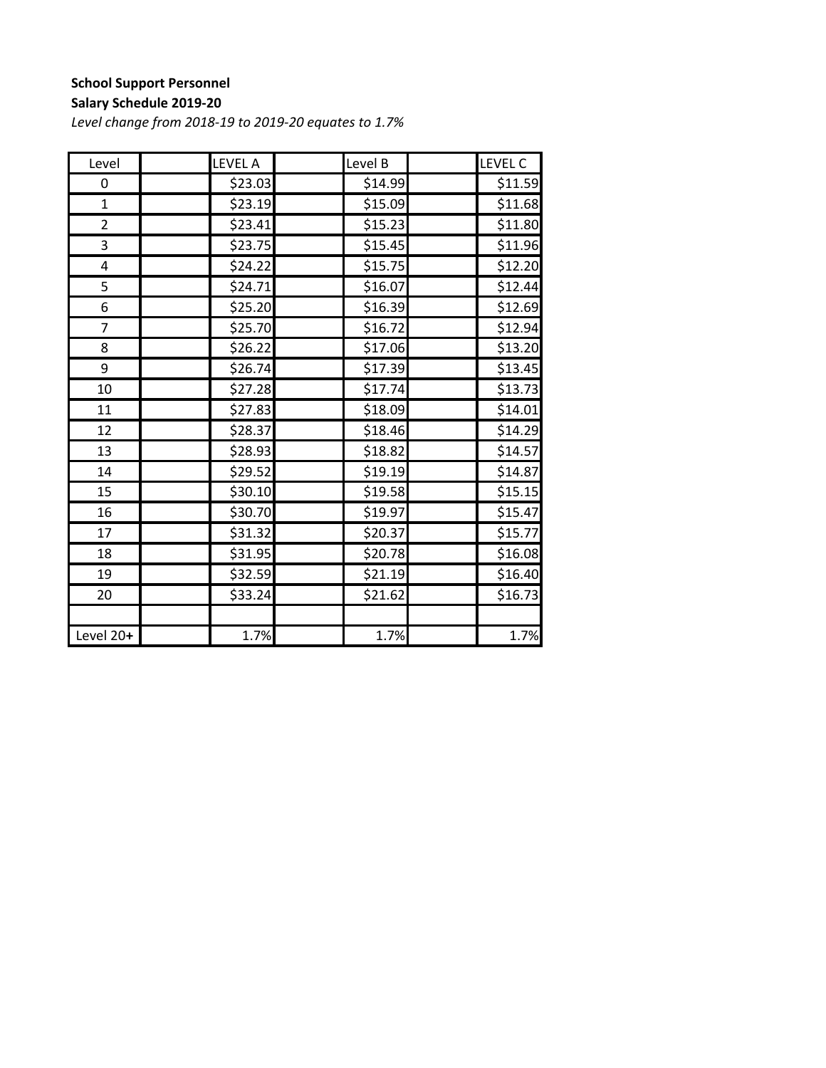**School Support Personnel**

**Salary Schedule 2019-20**

*Level change from 2018-19 to 2019-20 equates to 1.7%*

| Level | | LEVEL A | | Level B | | LEVEL C |
|---|---|---|---|---|---|---|
| 0 | | $23.03 | | $14.99 | | $11.59 |
| 1 | | $23.19 | | $15.09 | | $11.68 |
| 2 | | $23.41 | | $15.23 | | $11.80 |
| 3 | | $23.75 | | $15.45 | | $11.96 |
| 4 | | $24.22 | | $15.75 | | $12.20 |
| 5 | | $24.71 | | $16.07 | | $12.44 |
| 6 | | $25.20 | | $16.39 | | $12.69 |
| 7 | | $25.70 | | $16.72 | | $12.94 |
| 8 | | $26.22 | | $17.06 | | $13.20 |
| 9 | | $26.74 | | $17.39 | | $13.45 |
| 10 | | $27.28 | | $17.74 | | $13.73 |
| 11 | | $27.83 | | $18.09 | | $14.01 |
| 12 | | $28.37 | | $18.46 | | $14.29 |
| 13 | | $28.93 | | $18.82 | | $14.57 |
| 14 | | $29.52 | | $19.19 | | $14.87 |
| 15 | | $30.10 | | $19.58 | | $15.15 |
| 16 | | $30.70 | | $19.97 | | $15.47 |
| 17 | | $31.32 | | $20.37 | | $15.77 |
| 18 | | $31.95 | | $20.78 | | $16.08 |
| 19 | | $32.59 | | $21.19 | | $16.40 |
| 20 | | $33.24 | | $21.62 | | $16.73 |
| | | | | | | |
| Level 20+ | | 1.7% | | 1.7% | | 1.7% |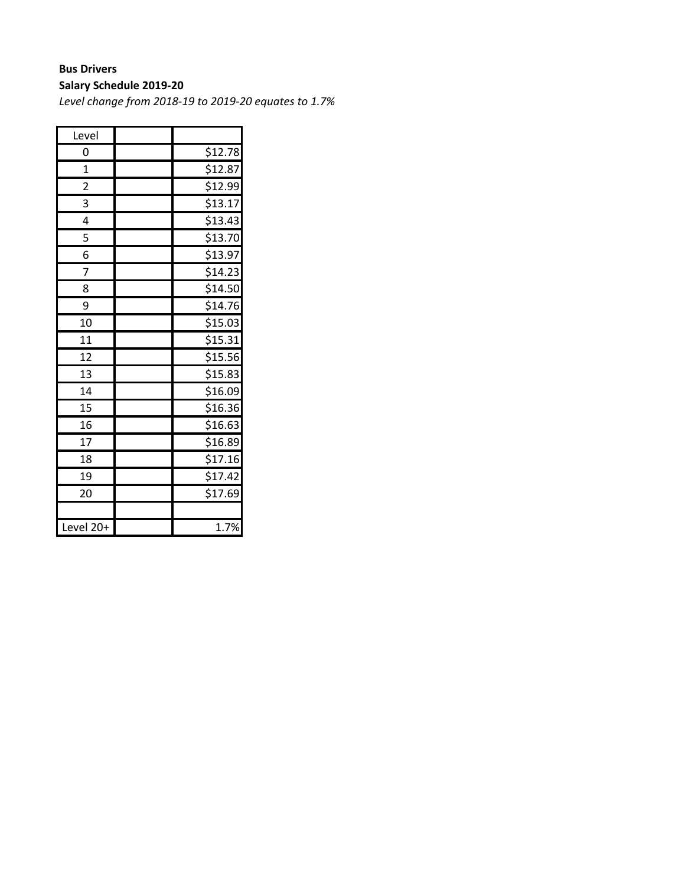**Bus Drivers**

**Salary Schedule 2019-20**

*Level change from 2018-19 to 2019-20 equates to 1.7%*

| Level | | |
|---|---|---|
| 0 | | $12.78 |
| 1 | | $12.87 |
| 2 | | $12.99 |
| 3 | | $13.17 |
| 4 | | $13.43 |
| 5 | | $13.70 |
| 6 | | $13.97 |
| 7 | | $14.23 |
| 8 | | $14.50 |
| 9 | | $14.76 |
| 10 | | $15.03 |
| 11 | | $15.31 |
| 12 | | $15.56 |
| 13 | | $15.83 |
| 14 | | $16.09 |
| 15 | | $16.36 |
| 16 | | $16.63 |
| 17 | | $16.89 |
| 18 | | $17.16 |
| 19 | | $17.42 |
| 20 | | $17.69 |
| | | |
| Level 20+ | | 1.7% |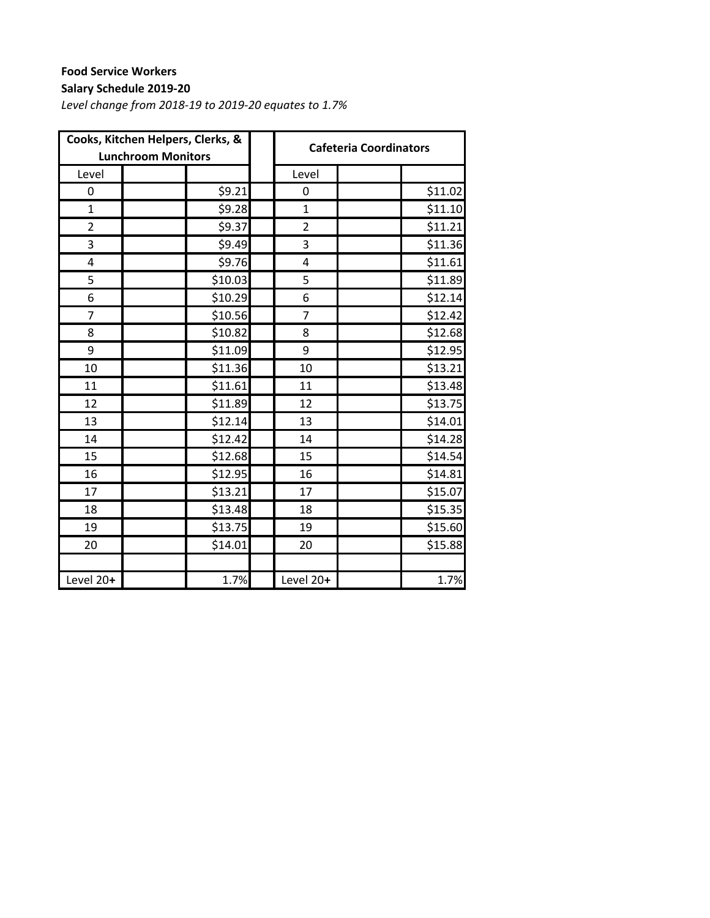**Food Service Workers**

**Salary Schedule 2019-20**

*Level change from 2018-19 to 2019-20 equates to 1.7%*

| Cooks, Kitchen Helpers, Clerks, & Lunchroom Monitors | | | | Cafeteria Coordinators | | |
|---|---|---|---|---|---|---|
| Level | | | | Level | | |
| 0 | | $9.21 | | 0 | | $11.02 |
| 1 | | $9.28 | | 1 | | $11.10 |
| 2 | | $9.37 | | 2 | | $11.21 |
| 3 | | $9.49 | | 3 | | $11.36 |
| 4 | | $9.76 | | 4 | | $11.61 |
| 5 | | $10.03 | | 5 | | $11.89 |
| 6 | | $10.29 | | 6 | | $12.14 |
| 7 | | $10.56 | | 7 | | $12.42 |
| 8 | | $10.82 | | 8 | | $12.68 |
| 9 | | $11.09 | | 9 | | $12.95 |
| 10 | | $11.36 | | 10 | | $13.21 |
| 11 | | $11.61 | | 11 | | $13.48 |
| 12 | | $11.89 | | 12 | | $13.75 |
| 13 | | $12.14 | | 13 | | $14.01 |
| 14 | | $12.42 | | 14 | | $14.28 |
| 15 | | $12.68 | | 15 | | $14.54 |
| 16 | | $12.95 | | 16 | | $14.81 |
| 17 | | $13.21 | | 17 | | $15.07 |
| 18 | | $13.48 | | 18 | | $15.35 |
| 19 | | $13.75 | | 19 | | $15.60 |
| 20 | | $14.01 | | 20 | | $15.88 |
| | | | | | | |
| Level 20**+** | | 1.7% | | Level 20**+** | | 1.7% |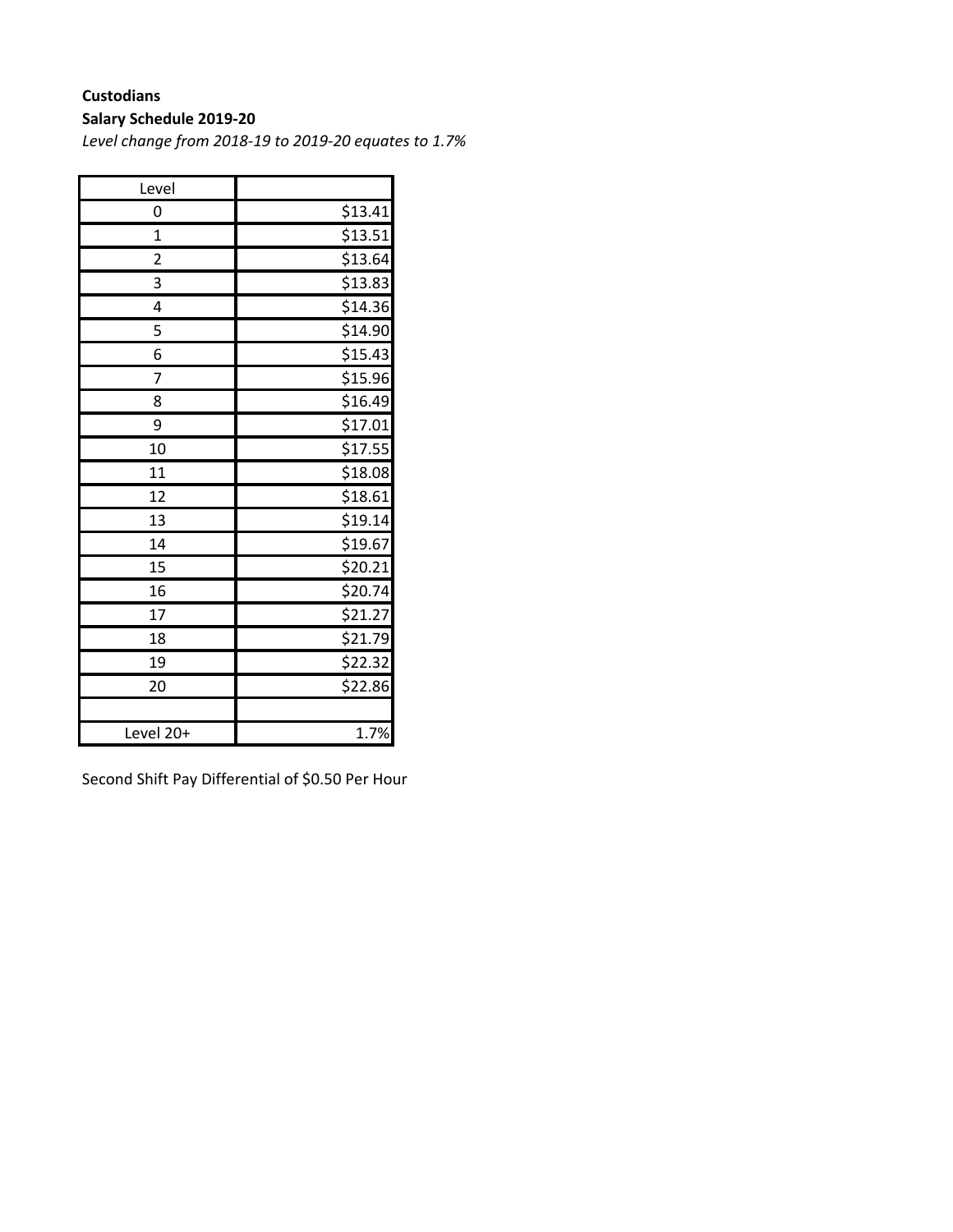**Custodians**

**Salary Schedule 2019-20**

*Level change from 2018-19 to 2019-20 equates to 1.7%*

| Level | |
|---|---|
| 0 | $13.41 |
| 1 | $13.51 |
| 2 | $13.64 |
| 3 | $13.83 |
| 4 | $14.36 |
| 5 | $14.90 |
| 6 | $15.43 |
| 7 | $15.96 |
| 8 | $16.49 |
| 9 | $17.01 |
| 10 | $17.55 |
| 11 | $18.08 |
| 12 | $18.61 |
| 13 | $19.14 |
| 14 | $19.67 |
| 15 | $20.21 |
| 16 | $20.74 |
| 17 | $21.27 |
| 18 | $21.79 |
| 19 | $22.32 |
| 20 | $22.86 |
| | |
| Level 20+ | 1.7% |

Second Shift Pay Differential of $0.50 Per Hour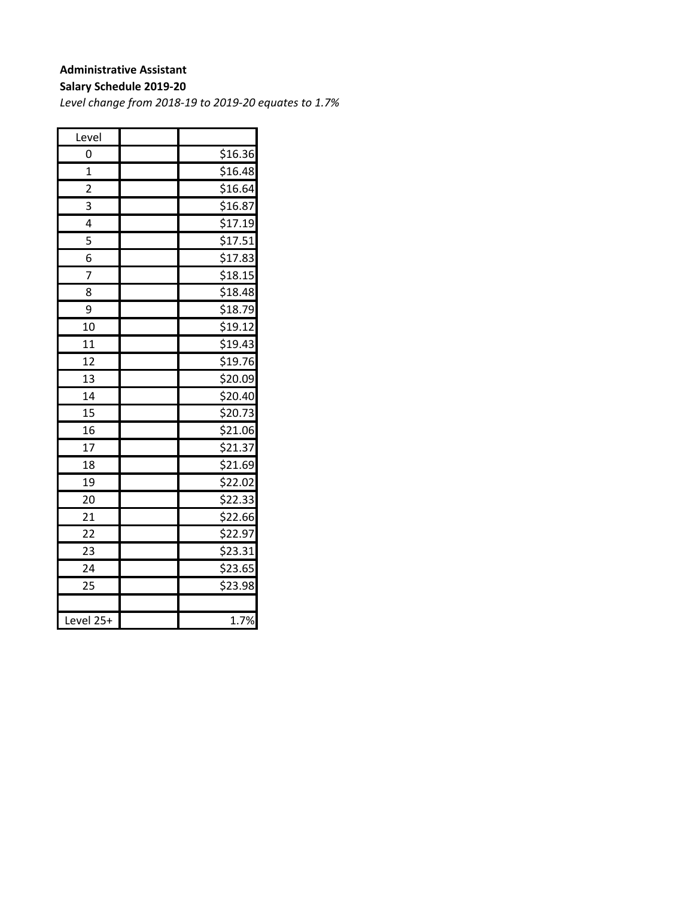**Administrative Assistant**

**Salary Schedule 2019-20**

*Level change from 2018-19 to 2019-20 equates to 1.7%*

| Level | | |
|---|---|---|
| 0 | | $16.36 |
| 1 | | $16.48 |
| 2 | | $16.64 |
| 3 | | $16.87 |
| 4 | | $17.19 |
| 5 | | $17.51 |
| 6 | | $17.83 |
| 7 | | $18.15 |
| 8 | | $18.48 |
| 9 | | $18.79 |
| 10 | | $19.12 |
| 11 | | $19.43 |
| 12 | | $19.76 |
| 13 | | $20.09 |
| 14 | | $20.40 |
| 15 | | $20.73 |
| 16 | | $21.06 |
| 17 | | $21.37 |
| 18 | | $21.69 |
| 19 | | $22.02 |
| 20 | | $22.33 |
| 21 | | $22.66 |
| 22 | | $22.97 |
| 23 | | $23.31 |
| 24 | | $23.65 |
| 25 | | $23.98 |
| | | |
| Level 25+ | | 1.7% |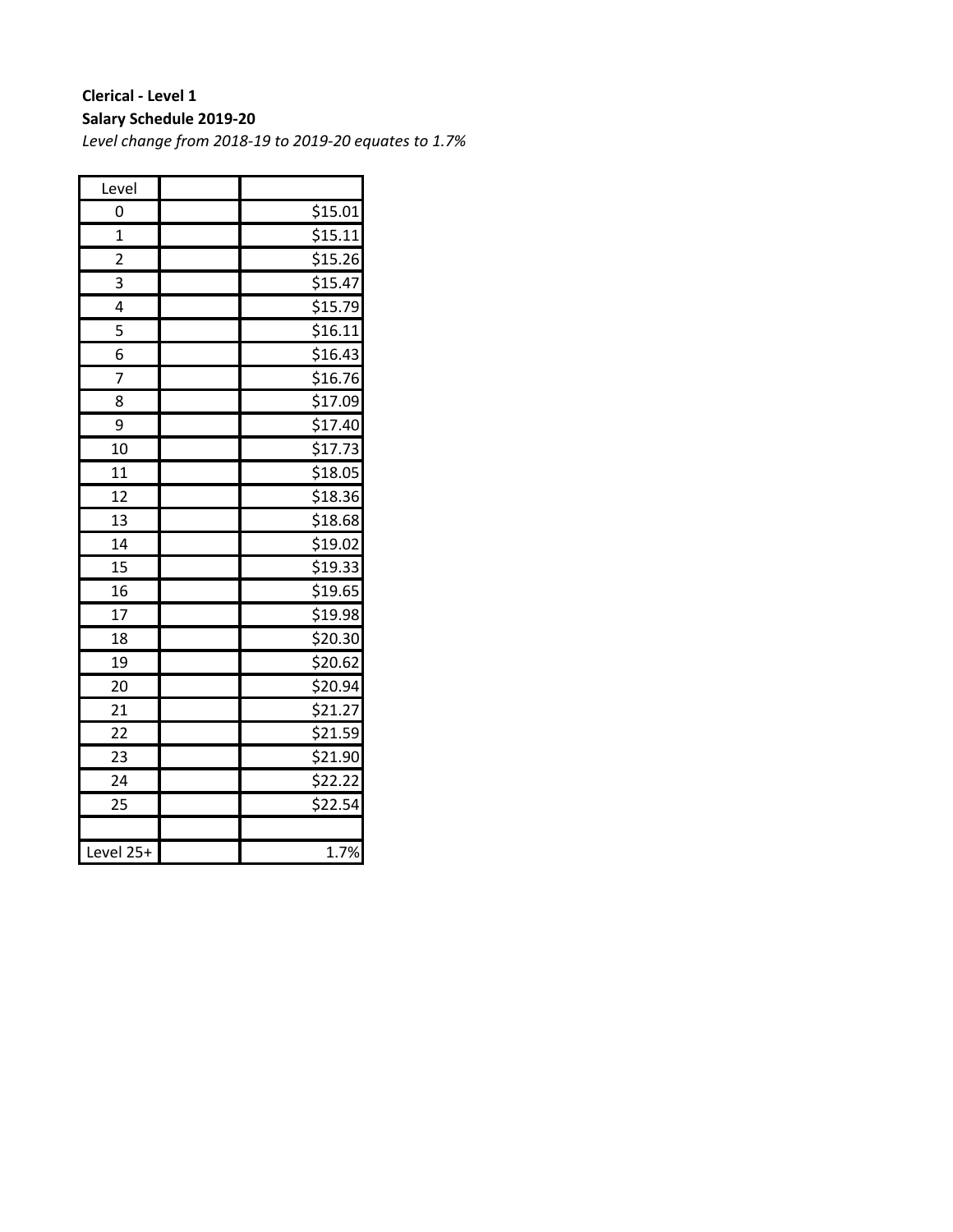**Clerical - Level 1**

**Salary Schedule 2019-20**

*Level change from 2018-19 to 2019-20 equates to 1.7%*

| Level | | |
|---|---|---|
| 0 | | $15.01 |
| 1 | | $15.11 |
| 2 | | $15.26 |
| 3 | | $15.47 |
| 4 | | $15.79 |
| 5 | | $16.11 |
| 6 | | $16.43 |
| 7 | | $16.76 |
| 8 | | $17.09 |
| 9 | | $17.40 |
| 10 | | $17.73 |
| 11 | | $18.05 |
| 12 | | $18.36 |
| 13 | | $18.68 |
| 14 | | $19.02 |
| 15 | | $19.33 |
| 16 | | $19.65 |
| 17 | | $19.98 |
| 18 | | $20.30 |
| 19 | | $20.62 |
| 20 | | $20.94 |
| 21 | | $21.27 |
| 22 | | $21.59 |
| 23 | | $21.90 |
| 24 | | $22.22 |
| 25 | | $22.54 |
| | | |
| Level 25+ | | 1.7% |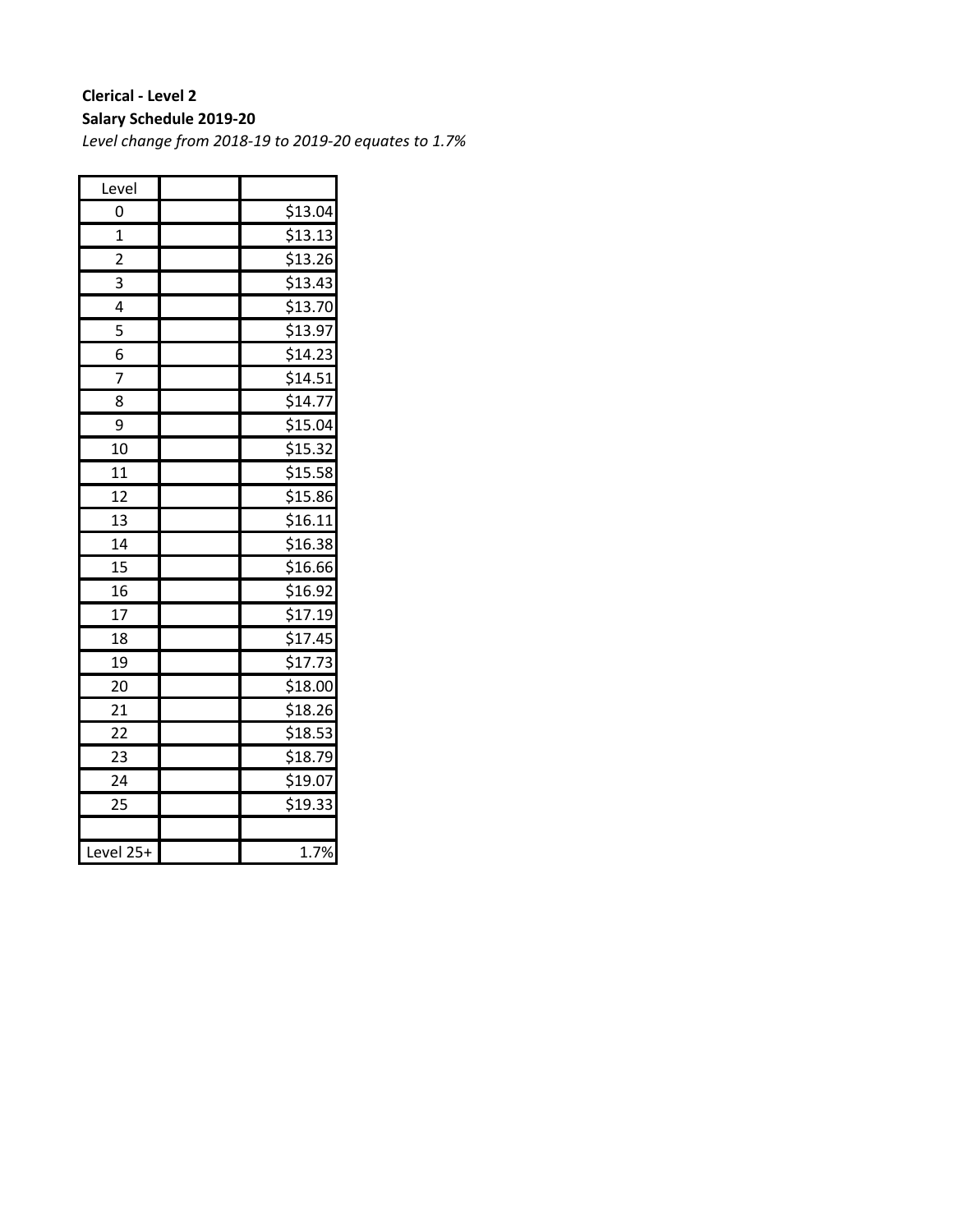**Clerical - Level 2**

**Salary Schedule 2019-20**

*Level change from 2018-19 to 2019-20 equates to 1.7%*

| Level | | |
|---|---|---|
| 0 | | $13.04 |
| 1 | | $13.13 |
| 2 | | $13.26 |
| 3 | | $13.43 |
| 4 | | $13.70 |
| 5 | | $13.97 |
| 6 | | $14.23 |
| 7 | | $14.51 |
| 8 | | $14.77 |
| 9 | | $15.04 |
| 10 | | $15.32 |
| 11 | | $15.58 |
| 12 | | $15.86 |
| 13 | | $16.11 |
| 14 | | $16.38 |
| 15 | | $16.66 |
| 16 | | $16.92 |
| 17 | | $17.19 |
| 18 | | $17.45 |
| 19 | | $17.73 |
| 20 | | $18.00 |
| 21 | | $18.26 |
| 22 | | $18.53 |
| 23 | | $18.79 |
| 24 | | $19.07 |
| 25 | | $19.33 |
| | | |
| Level 25+ | | 1.7% |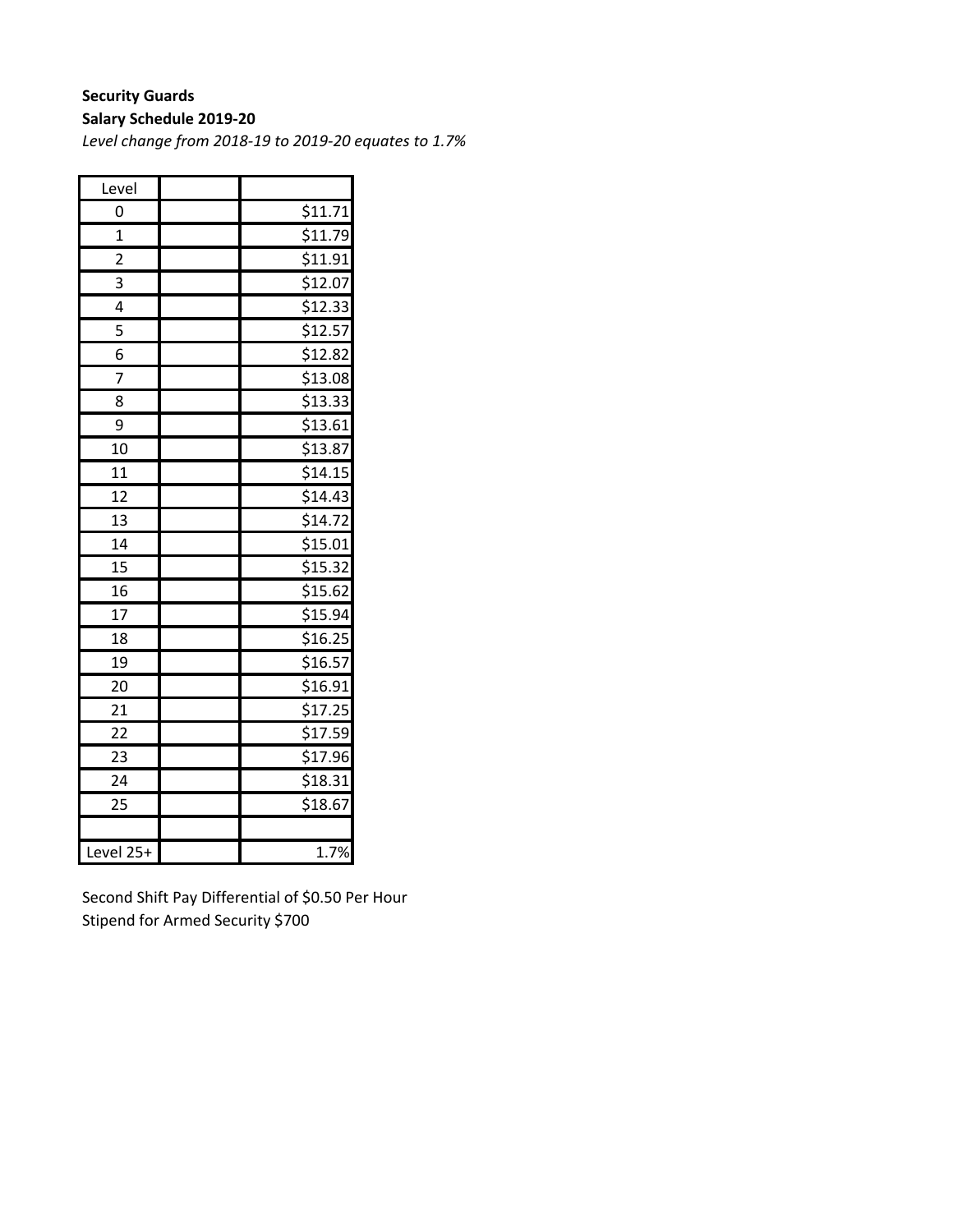**Security Guards**

**Salary Schedule 2019-20**

*Level change from 2018-19 to 2019-20 equates to 1.7%*

| Level | | |
|---|---|---|
| 0 | | $11.71 |
| 1 | | $11.79 |
| 2 | | $11.91 |
| 3 | | $12.07 |
| 4 | | $12.33 |
| 5 | | $12.57 |
| 6 | | $12.82 |
| 7 | | $13.08 |
| 8 | | $13.33 |
| 9 | | $13.61 |
| 10 | | $13.87 |
| 11 | | $14.15 |
| 12 | | $14.43 |
| 13 | | $14.72 |
| 14 | | $15.01 |
| 15 | | $15.32 |
| 16 | | $15.62 |
| 17 | | $15.94 |
| 18 | | $16.25 |
| 19 | | $16.57 |
| 20 | | $16.91 |
| 21 | | $17.25 |
| 22 | | $17.59 |
| 23 | | $17.96 |
| 24 | | $18.31 |
| 25 | | $18.67 |
| | | |
| Level 25+ | | 1.7% |

Second Shift Pay Differential of $0.50 Per Hour

Stipend for Armed Security $700